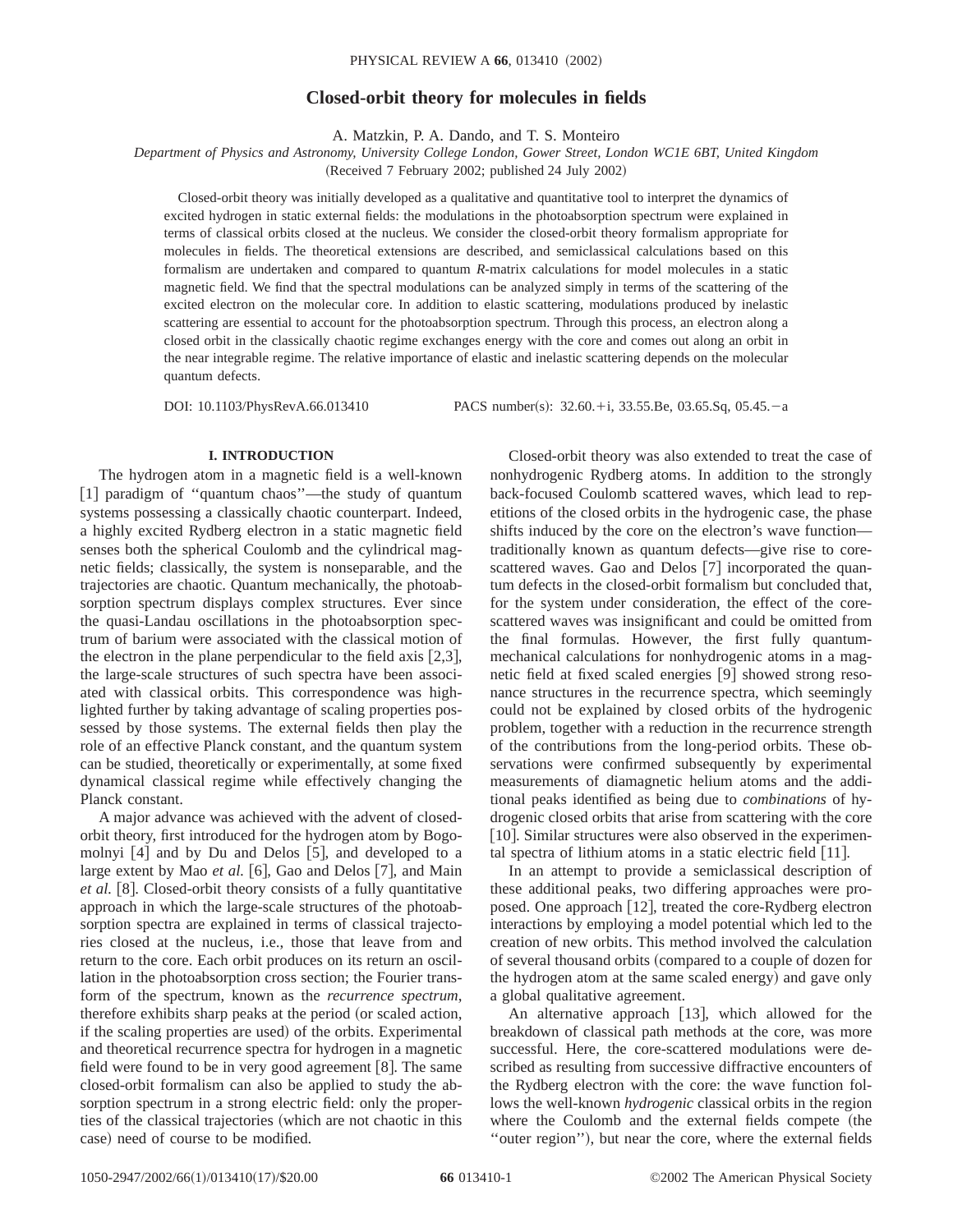# Closed-orbit theory for molecules in fields

A. Matzkin, P. A. Dando, and T. S. Monteiro

*Department of Physics and Astronomy, University College London, Gower Street, London WC1E 6BT, United Kingdom*

(Received 7 February 2002; published 24 July 2002)

Closed-orbit theory was initially developed as a qualitative and quantitative tool to interpret the dynamics of excited hydrogen in static external fields: the modulations in the photoabsorption spectrum were explained in terms of classical orbits closed at the nucleus. We consider the closed-orbit theory formalism appropriate for molecules in fields. The theoretical extensions are described, and semiclassical calculations based on this formalism are undertaken and compared to quantum *R*-matrix calculations for model molecules in a static magnetic field. We find that the spectral modulations can be analyzed simply in terms of the scattering of the excited electron on the molecular core. In addition to elastic scattering, modulations produced by inelastic scattering are essential to account for the photoabsorption spectrum. Through this process, an electron along a closed orbit in the classically chaotic regime exchanges energy with the core and comes out along an orbit in the near integrable regime. The relative importance of elastic and inelastic scattering depends on the molecular quantum defects.

DOI: 10.1103/PhysRevA.66.013410 PACS number(s): 32.60.+i, 33.55.Be, 03.65.Sq, 05.45.−a

## I. INTRODUCTION

The hydrogen atom in a magnetic field is a well-known [1] paradigm of "quantum chaos"—the study of quantum systems possessing a classically chaotic counterpart. Indeed, a highly excited Rydberg electron in a static magnetic field senses both the spherical Coulomb and the cylindrical magnetic fields; classically, the system is nonseparable, and the trajectories are chaotic. Quantum mechanically, the photoabsorption spectrum displays complex structures. Ever since the quasi-Landau oscillations in the photoabsorption spectrum of barium were associated with the classical motion of the electron in the plane perpendicular to the field axis [2,3], the large-scale structures of such spectra have been associated with classical orbits. This correspondence was highlighted further by taking advantage of scaling properties possessed by those systems. The external fields then play the role of an effective Planck constant, and the quantum system can be studied, theoretically or experimentally, at some fixed dynamical classical regime while effectively changing the Planck constant.

A major advance was achieved with the advent of closed-orbit theory, first introduced for the hydrogen atom by Bogomolnyi [4] and by Du and Delos [5], and developed to a large extent by Mao *et al.* [6], Gao and Delos [7], and Main *et al.* [8]. Closed-orbit theory consists of a fully quantitative approach in which the large-scale structures of the photoabsorption spectra are explained in terms of classical trajectories closed at the nucleus, i.e., those that leave from and return to the core. Each orbit produces on its return an oscillation in the photoabsorption cross section; the Fourier transform of the spectrum, known as the *recurrence spectrum*, therefore exhibits sharp peaks at the period (or scaled action, if the scaling properties are used) of the orbits. Experimental and theoretical recurrence spectra for hydrogen in a magnetic field were found to be in very good agreement [8]. The same closed-orbit formalism can also be applied to study the absorption spectrum in a strong electric field: only the properties of the classical trajectories (which are not chaotic in this case) need of course to be modified.

Closed-orbit theory was also extended to treat the case of nonhydrogenic Rydberg atoms. In addition to the strongly back-focused Coulomb scattered waves, which lead to repetitions of the closed orbits in the hydrogenic case, the phase shifts induced by the core on the electron's wave function—traditionally known as quantum defects—give rise to core-scattered waves. Gao and Delos [7] incorporated the quantum defects in the closed-orbit formalism but concluded that, for the system under consideration, the effect of the core-scattered waves was insignificant and could be omitted from the final formulas. However, the first fully quantum-mechanical calculations for nonhydrogenic atoms in a magnetic field at fixed scaled energies [9] showed strong resonance structures in the recurrence spectra, which seemingly could not be explained by closed orbits of the hydrogenic problem, together with a reduction in the recurrence strength of the contributions from the long-period orbits. These observations were confirmed subsequently by experimental measurements of diamagnetic helium atoms and the additional peaks identified as being due to *combinations* of hydrogenic closed orbits that arise from scattering with the core [10]. Similar structures were also observed in the experimental spectra of lithium atoms in a static electric field [11].

In an attempt to provide a semiclassical description of these additional peaks, two differing approaches were proposed. One approach [12], treated the core-Rydberg electron interactions by employing a model potential which led to the creation of new orbits. This method involved the calculation of several thousand orbits (compared to a couple of dozen for the hydrogen atom at the same scaled energy) and gave only a global qualitative agreement.

An alternative approach [13], which allowed for the breakdown of classical path methods at the core, was more successful. Here, the core-scattered modulations were described as resulting from successive diffractive encounters of the Rydberg electron with the core: the wave function follows the well-known *hydrogenic* classical orbits in the region where the Coulomb and the external fields compete (the "outer region"), but near the core, where the external fields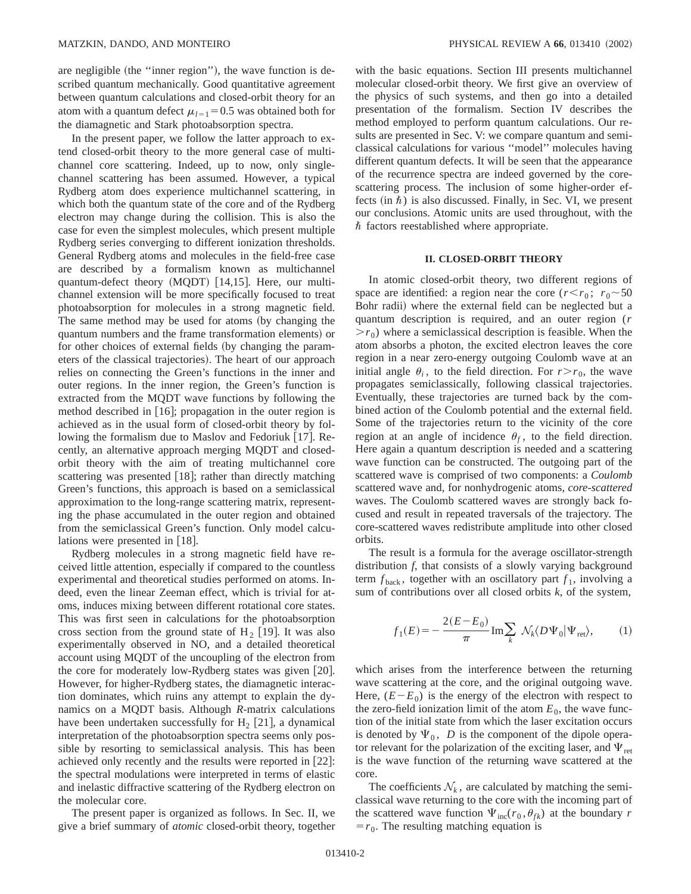are negligible (the "inner region"), the wave function is described quantum mechanically. Good quantitative agreement between quantum calculations and closed-orbit theory for an atom with a quantum defect $\mu_{l=1}=0.5$ was obtained both for the diamagnetic and Stark photoabsorption spectra.

In the present paper, we follow the latter approach to extend closed-orbit theory to the more general case of multichannel core scattering. Indeed, up to now, only single-channel scattering has been assumed. However, a typical Rydberg atom does experience multichannel scattering, in which both the quantum state of the core and of the Rydberg electron may change during the collision. This is also the case for even the simplest molecules, which present multiple Rydberg series converging to different ionization thresholds. General Rydberg atoms and molecules in the field-free case are described by a formalism known as multichannel quantum-defect theory (MQDT) [14,15]. Here, our multichannel extension will be more specifically focused to treat photoabsorption for molecules in a strong magnetic field. The same method may be used for atoms (by changing the quantum numbers and the frame transformation elements) or for other choices of external fields (by changing the parameters of the classical trajectories). The heart of our approach relies on connecting the Green's functions in the inner and outer regions. In the inner region, the Green's function is extracted from the MQDT wave functions by following the method described in [16]; propagation in the outer region is achieved as in the usual form of closed-orbit theory by following the formalism due to Maslov and Fedoriuk [17]. Recently, an alternative approach merging MQDT and closed-orbit theory with the aim of treating multichannel core scattering was presented [18]; rather than directly matching Green's functions, this approach is based on a semiclassical approximation to the long-range scattering matrix, representing the phase accumulated in the outer region and obtained from the semiclassical Green's function. Only model calculations were presented in [18].

Rydberg molecules in a strong magnetic field have received little attention, especially if compared to the countless experimental and theoretical studies performed on atoms. Indeed, even the linear Zeeman effect, which is trivial for atoms, induces mixing between different rotational core states. This was first seen in calculations for the photoabsorption cross section from the ground state of $H_2$ [19]. It was also experimentally observed in NO, and a detailed theoretical account using MQDT of the uncoupling of the electron from the core for moderately low-Rydberg states was given [20]. However, for higher-Rydberg states, the diamagnetic interaction dominates, which ruins any attempt to explain the dynamics on a MQDT basis. Although *R*-matrix calculations have been undertaken successfully for $H_2$ [21], a dynamical interpretation of the photoabsorption spectra seems only possible by resorting to semiclassical analysis. This has been achieved only recently and the results were reported in [22]: the spectral modulations were interpreted in terms of elastic and inelastic diffractive scattering of the Rydberg electron on the molecular core.

The present paper is organized as follows. In Sec. II, we give a brief summary of *atomic* closed-orbit theory, together with the basic equations. Section III presents multichannel molecular closed-orbit theory. We first give an overview of the physics of such systems, and then go into a detailed presentation of the formalism. Section IV describes the method employed to perform quantum calculations. Our results are presented in Sec. V: we compare quantum and semiclassical calculations for various "model" molecules having different quantum defects. It will be seen that the appearance of the recurrence spectra are indeed governed by the core-scattering process. The inclusion of some higher-order effects (in $\hbar$) is also discussed. Finally, in Sec. VI, we present our conclusions. Atomic units are used throughout, with the $\hbar$ factors reestablished where appropriate.

## II. CLOSED-ORBIT THEORY

In atomic closed-orbit theory, two different regions of space are identified: a region near the core ($r<r_0$; $r_0\sim 50$ Bohr radii) where the external field can be neglected but a quantum description is required, and an outer region ($r>r_0$) where a semiclassical description is feasible. When the atom absorbs a photon, the excited electron leaves the core region in a near zero-energy outgoing Coulomb wave at an initial angle $\theta_i$, to the field direction. For $r>r_0$, the wave propagates semiclassically, following classical trajectories. Eventually, these trajectories are turned back by the combined action of the Coulomb potential and the external field. Some of the trajectories return to the vicinity of the core region at an angle of incidence $\theta_f$, to the field direction. Here again a quantum description is needed and a scattering wave function can be constructed. The outgoing part of the scattered wave is comprised of two components: a *Coulomb* scattered wave and, for nonhydrogenic atoms, *core-scattered* waves. The Coulomb scattered waves are strongly back focused and result in repeated traversals of the trajectory. The core-scattered waves redistribute amplitude into other closed orbits.

The result is a formula for the average oscillator-strength distribution *f*, that consists of a slowly varying background term $f_{\text{back}}$, together with an oscillatory part $f_1$, involving a sum of contributions over all closed orbits *k*, of the system,

$$f_1(E)=-\frac{2(E-E_0)}{\pi}\,\mathrm{Im}\sum_k \mathcal{N}_k\langle D\Psi_0|\Psi_{\text{ret}}\rangle, \tag{1}$$

which arises from the interference between the returning wave scattering at the core, and the original outgoing wave. Here, $(E-E_0)$ is the energy of the electron with respect to the zero-field ionization limit of the atom $E_0$, the wave function of the initial state from which the laser excitation occurs is denoted by $\Psi_0$, $D$ is the component of the dipole operator relevant for the polarization of the exciting laser, and $\Psi_{\text{ret}}$ is the wave function of the returning wave scattered at the core.

The coefficients $\mathcal{N}_k$, are calculated by matching the semiclassical wave returning to the core with the incoming part of the scattered wave function $\Psi_{\text{inc}}(r_0,\theta_{fk})$ at the boundary $r=r_0$. The resulting matching equation is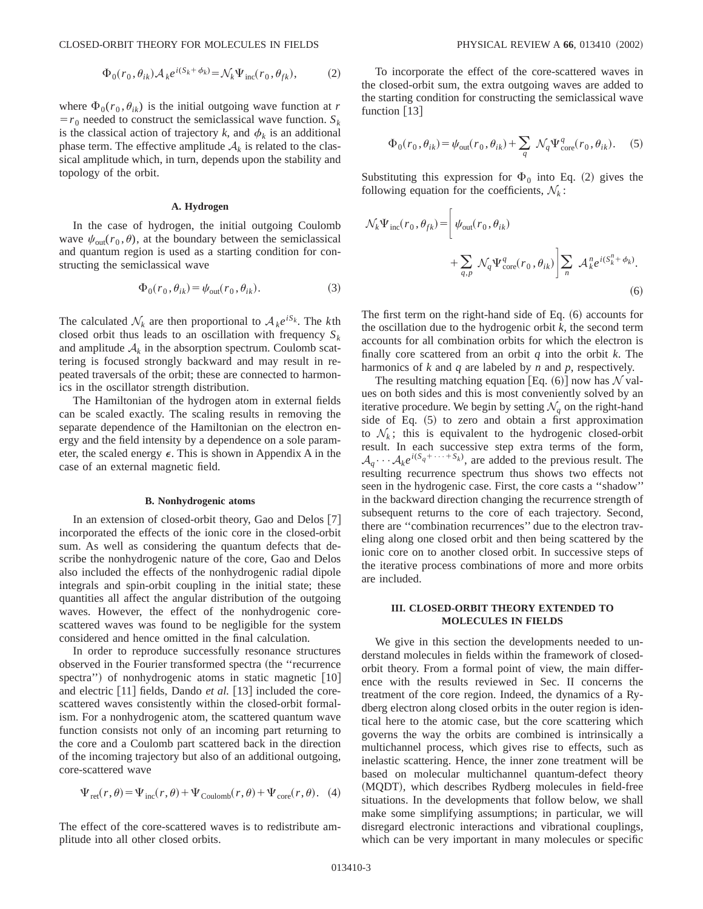$$\Phi_0(r_0,\theta_{ik})\mathcal{A}_k e^{i(S_k+\phi_k)} = \mathcal{N}_k \Psi_{\rm inc}(r_0,\theta_{fk}), \qquad (2)$$

where $\Phi_0(r_0,\theta_{ik})$ is the initial outgoing wave function at $r = r_0$ needed to construct the semiclassical wave function. $S_k$ is the classical action of trajectory $k$, and $\phi_k$ is an additional phase term. The effective amplitude $\mathcal{A}_k$ is related to the classical amplitude which, in turn, depends upon the stability and topology of the orbit.

### A. Hydrogen

In the case of hydrogen, the initial outgoing Coulomb wave $\psi_{\rm out}(r_0,\theta)$, at the boundary between the semiclassical and quantum region is used as a starting condition for constructing the semiclassical wave

$$\Phi_0(r_0,\theta_{ik}) = \psi_{\rm out}(r_0,\theta_{ik}). \qquad (3)$$

The calculated $\mathcal{N}_k$ are then proportional to $\mathcal{A}_k e^{iS_k}$. The $k$th closed orbit thus leads to an oscillation with frequency $S_k$ and amplitude $\mathcal{A}_k$ in the absorption spectrum. Coulomb scattering is focused strongly backward and may result in repeated traversals of the orbit; these are connected to harmonics in the oscillator strength distribution.

The Hamiltonian of the hydrogen atom in external fields can be scaled exactly. The scaling results in removing the separate dependence of the Hamiltonian on the electron energy and the field intensity by a dependence on a sole parameter, the scaled energy $\epsilon$. This is shown in Appendix A in the case of an external magnetic field.

### B. Nonhydrogenic atoms

In an extension of closed-orbit theory, Gao and Delos [7] incorporated the effects of the ionic core in the closed-orbit sum. As well as considering the quantum defects that describe the nonhydrogenic nature of the core, Gao and Delos also included the effects of the nonhydrogenic radial dipole integrals and spin-orbit coupling in the initial state; these quantities all affect the angular distribution of the outgoing waves. However, the effect of the nonhydrogenic core-scattered waves was found to be negligible for the system considered and hence omitted in the final calculation.

In order to reproduce successfully resonance structures observed in the Fourier transformed spectra (the "recurrence spectra") of nonhydrogenic atoms in static magnetic [10] and electric [11] fields, Dando *et al.* [13] included the core-scattered waves consistently within the closed-orbit formalism. For a nonhydrogenic atom, the scattered quantum wave function consists not only of an incoming part returning to the core and a Coulomb part scattered back in the direction of the incoming trajectory but also of an additional outgoing, core-scattered wave

$$\Psi_{\rm ret}(r,\theta) = \Psi_{\rm inc}(r,\theta) + \Psi_{\rm Coulomb}(r,\theta) + \Psi_{\rm core}(r,\theta). \qquad (4)$$

The effect of the core-scattered waves is to redistribute amplitude into all other closed orbits.

To incorporate the effect of the core-scattered waves in the closed-orbit sum, the extra outgoing waves are added to the starting condition for constructing the semiclassical wave function [13]

$$\Phi_0(r_0,\theta_{ik}) = \psi_{\rm out}(r_0,\theta_{ik}) + \sum_q \mathcal{N}_q \Psi^q_{\rm core}(r_0,\theta_{ik}). \qquad (5)$$

Substituting this expression for $\Phi_0$ into Eq. (2) gives the following equation for the coefficients, $\mathcal{N}_k$:

$$\mathcal{N}_k \Psi_{\rm inc}(r_0,\theta_{fk}) = \left[\psi_{\rm out}(r_0,\theta_{ik}) + \sum_{q,p} \mathcal{N}_q \Psi^q_{\rm core}(r_0,\theta_{ik})\right] \sum_n \mathcal{A}^n_k e^{i(S^n_k+\phi_k)}. \qquad (6)$$

The first term on the right-hand side of Eq. (6) accounts for the oscillation due to the hydrogenic orbit $k$, the second term accounts for all combination orbits for which the electron is finally core scattered from an orbit $q$ into the orbit $k$. The harmonics of $k$ and $q$ are labeled by $n$ and $p$, respectively.

The resulting matching equation [Eq. (6)] now has $\mathcal{N}$ values on both sides and this is most conveniently solved by an iterative procedure. We begin by setting $\mathcal{N}_q$ on the right-hand side of Eq. (5) to zero and obtain a first approximation to $\mathcal{N}_k$; this is equivalent to the hydrogenic closed-orbit result. In each successive step extra terms of the form, $\mathcal{A}_q \cdots \mathcal{A}_k e^{i(S_q+\cdots+S_k)}$, are added to the previous result. The resulting recurrence spectrum thus shows two effects not seen in the hydrogenic case. First, the core casts a "shadow" in the backward direction changing the recurrence strength of subsequent returns to the core of each trajectory. Second, there are "combination recurrences" due to the electron traveling along one closed orbit and then being scattered by the ionic core on to another closed orbit. In successive steps of the iterative process combinations of more and more orbits are included.

## III. CLOSED-ORBIT THEORY EXTENDED TO MOLECULES IN FIELDS

We give in this section the developments needed to understand molecules in fields within the framework of closed-orbit theory. From a formal point of view, the main difference with the results reviewed in Sec. II concerns the treatment of the core region. Indeed, the dynamics of a Rydberg electron along closed orbits in the outer region is identical here to the atomic case, but the core scattering which governs the way the orbits are combined is intrinsically a multichannel process, which gives rise to effects, such as inelastic scattering. Hence, the inner zone treatment will be based on molecular multichannel quantum-defect theory (MQDT), which describes Rydberg molecules in field-free situations. In the developments that follow below, we shall make some simplifying assumptions; in particular, we will disregard electronic interactions and vibrational couplings, which can be very important in many molecules or specific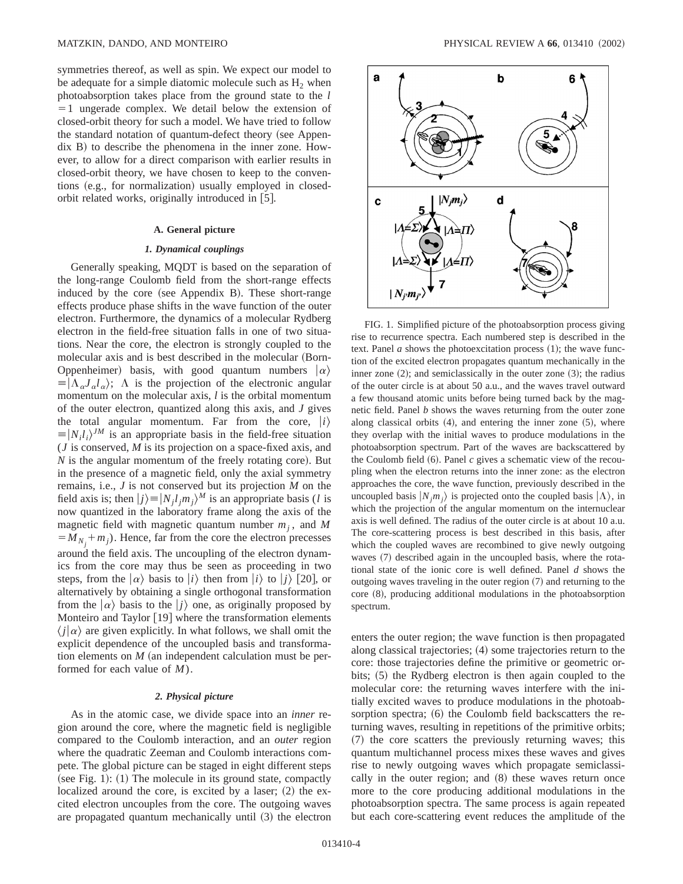symmetries thereof, as well as spin. We expect our model to be adequate for a simple diatomic molecule such as $H_2$ when photoabsorption takes place from the ground state to the $l=1$ ungerade complex. We detail below the extension of closed-orbit theory for such a model. We have tried to follow the standard notation of quantum-defect theory (see Appendix B) to describe the phenomena in the inner zone. However, to allow for a direct comparison with earlier results in closed-orbit theory, we have chosen to keep to the conventions (e.g., for normalization) usually employed in closed-orbit related works, originally introduced in [5].

### A. General picture

#### *1. Dynamical couplings*

Generally speaking, MQDT is based on the separation of the long-range Coulomb field from the short-range effects induced by the core (see Appendix B). These short-range effects produce phase shifts in the wave function of the outer electron. Furthermore, the dynamics of a molecular Rydberg electron in the field-free situation falls in one of two situations. Near the core, the electron is strongly coupled to the molecular axis and is best described in the molecular (Born-Oppenheimer) basis, with good quantum numbers $|\alpha\rangle \equiv |\Lambda_\alpha J_\alpha l_\alpha\rangle$; $\Lambda$ is the projection of the electronic angular momentum on the molecular axis, $l$ is the orbital momentum of the outer electron, quantized along this axis, and $J$ gives the total angular momentum. Far from the core, $|i\rangle \equiv |N_i l_i\rangle^{JM}$ is an appropriate basis in the field-free situation ($J$ is conserved, $M$ is its projection on a space-fixed axis, and $N$ is the angular momentum of the freely rotating core). But in the presence of a magnetic field, only the axial symmetry remains, i.e., $J$ is not conserved but its projection $M$ on the field axis is; then $|j\rangle \equiv |N_j l_j m_j\rangle^M$ is an appropriate basis ($l$ is now quantized in the laboratory frame along the axis of the magnetic field with magnetic quantum number $m_j$, and $M = M_{N_j} + m_j$). Hence, far from the core the electron precesses around the field axis. The uncoupling of the electron dynamics from the core may thus be seen as proceeding in two steps, from the $|\alpha\rangle$ basis to $|i\rangle$ then from $|i\rangle$ to $|j\rangle$ [20], or alternatively by obtaining a single orthogonal transformation from the $|\alpha\rangle$ basis to the $|j\rangle$ one, as originally proposed by Monteiro and Taylor [19] where the transformation elements $\langle j|\alpha\rangle$ are given explicitly. In what follows, we shall omit the explicit dependence of the uncoupled basis and transformation elements on $M$ (an independent calculation must be performed for each value of $M$).

#### *2. Physical picture*

As in the atomic case, we divide space into an *inner* region around the core, where the magnetic field is negligible compared to the Coulomb interaction, and an *outer* region where the quadratic Zeeman and Coulomb interactions compete. The global picture can be staged in eight different steps (see Fig. 1): (1) The molecule in its ground state, compactly localized around the core, is excited by a laser; (2) the excited electron uncouples from the core. The outgoing waves are propagated quantum mechanically until (3) the electron enters the outer region; the wave function is then propagated along classical trajectories; (4) some trajectories return to the core: those trajectories define the primitive or geometric orbits; (5) the Rydberg electron is then again coupled to the molecular core: the returning waves interfere with the initially excited waves to produce modulations in the photoabsorption spectra; (6) the Coulomb field backscatters the returning waves, resulting in repetitions of the primitive orbits; (7) the core scatters the previously returning waves; this quantum multichannel process mixes these waves and gives rise to newly outgoing waves which propagate semiclassically in the outer region; and (8) these waves return once more to the core producing additional modulations in the photoabsorption spectra. The same process is again repeated but each core-scattering event reduces the amplitude of the

FIG. 1. Simplified picture of the photoabsorption process giving rise to recurrence spectra. Each numbered step is described in the text. Panel *a* shows the photoexcitation process (1); the wave function of the excited electron propagates quantum mechanically in the inner zone (2); and semiclassically in the outer zone (3); the radius of the outer circle is at about 50 a.u., and the waves travel outward a few thousand atomic units before being turned back by the magnetic field. Panel *b* shows the waves returning from the outer zone along classical orbits (4), and entering the inner zone (5), where they overlap with the initial waves to produce modulations in the photoabsorption spectrum. Part of the waves are backscattered by the Coulomb field (6). Panel *c* gives a schematic view of the recoupling when the electron returns into the inner zone: as the electron approaches the core, the wave function, previously described in the uncoupled basis $|N_j m_j\rangle$ is projected onto the coupled basis $|\Lambda\rangle$, in which the projection of the angular momentum on the internuclear axis is well defined. The radius of the outer circle is at about 10 a.u. The core-scattering process is best described in this basis, after which the coupled waves are recombined to give newly outgoing waves (7) described again in the uncoupled basis, where the rotational state of the ionic core is well defined. Panel *d* shows the outgoing waves traveling in the outer region (7) and returning to the core (8), producing additional modulations in the photoabsorption spectrum.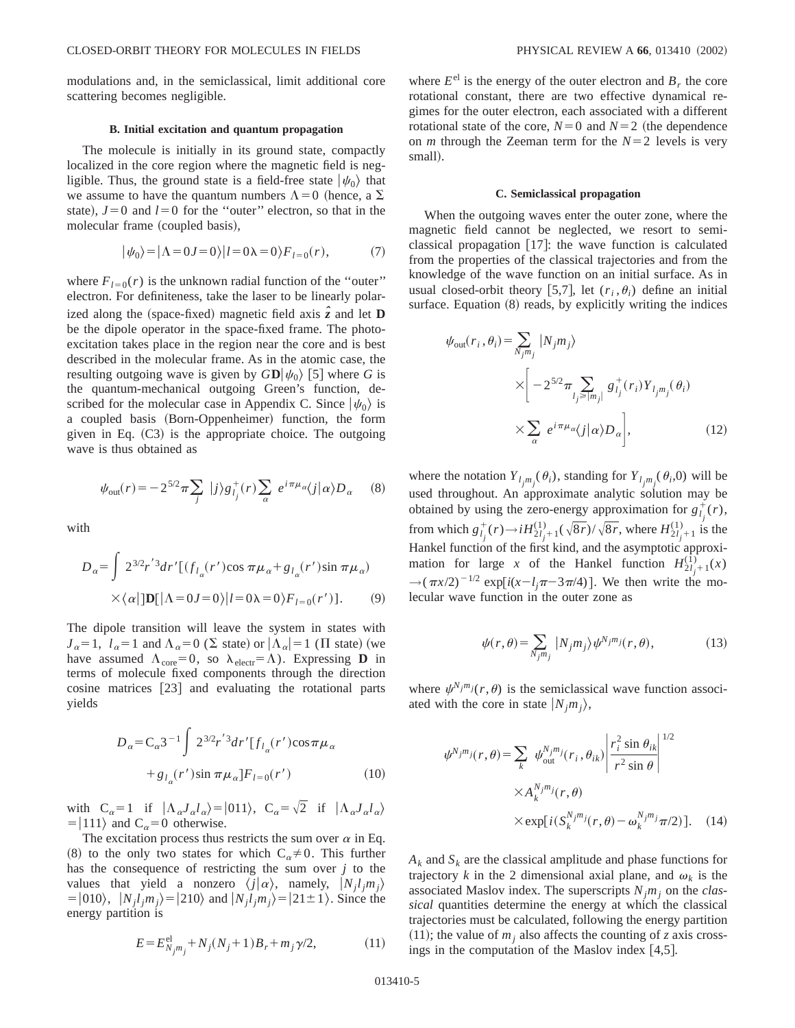modulations and, in the semiclassical, limit additional core scattering becomes negligible.

### B. Initial excitation and quantum propagation

The molecule is initially in its ground state, compactly localized in the core region where the magnetic field is negligible. Thus, the ground state is a field-free state $|\psi_0\rangle$ that we assume to have the quantum numbers $\Lambda=0$ (hence, a $\Sigma$ state), $J=0$ and $l=0$ for the "outer" electron, so that in the molecular frame (coupled basis),

$$|\psi_0\rangle = |\Lambda=0 J=0\rangle |l=0 \lambda=0\rangle F_{l=0}(r), \tag{7}$$

where $F_{l=0}(r)$ is the unknown radial function of the "outer" electron. For definiteness, take the laser to be linearly polarized along the (space-fixed) magnetic field axis $\hat{\boldsymbol{z}}$ and let $\mathbf{D}$ be the dipole operator in the space-fixed frame. The photoexcitation takes place in the region near the core and is best described in the molecular frame. As in the atomic case, the resulting outgoing wave is given by $G\mathbf{D}|\psi_0\rangle$ [5] where $G$ is the quantum-mechanical outgoing Green's function, described for the molecular case in Appendix C. Since $|\psi_0\rangle$ is a coupled basis (Born-Oppenheimer) function, the form given in Eq. (C3) is the appropriate choice. The outgoing wave is thus obtained as

$$\psi_{\text{out}}(r) = -2^{5/2}\pi \sum_j |j\rangle g^+_{l_j}(r) \sum_\alpha e^{i\pi\mu_\alpha} \langle j|\alpha\rangle D_\alpha \tag{8}$$

with

$$D_\alpha = \int 2^{3/2} r'^3 dr' [(f_{l_\alpha}(r')\cos\pi\mu_\alpha + g_{l_\alpha}(r')\sin\pi\mu_\alpha) \times \langle\alpha|]\mathbf{D}[|\Lambda=0 J=0\rangle |l=0 \lambda=0\rangle F_{l=0}(r')]. \tag{9}$$

The dipole transition will leave the system in states with $J_\alpha=1$, $l_\alpha=1$ and $\Lambda_\alpha=0$ ($\Sigma$ state) or $|\Lambda_\alpha|=1$ ($\Pi$ state) (we have assumed $\Lambda_{\text{core}}=0$, so $\lambda_{\text{electr}}=\Lambda$). Expressing $\mathbf{D}$ in terms of molecule fixed components through the direction cosine matrices [23] and evaluating the rotational parts yields

$$D_\alpha = \mathrm{C}_\alpha 3^{-1} \int 2^{3/2} r'^3 dr' [f_{l_\alpha}(r')\cos\pi\mu_\alpha + g_{l_\alpha}(r')\sin\pi\mu_\alpha] F_{l=0}(r') \tag{10}$$

with $\mathrm{C}_\alpha=1$ if $|\Lambda_\alpha J_\alpha l_\alpha\rangle = |011\rangle$, $\mathrm{C}_\alpha=\sqrt{2}$ if $|\Lambda_\alpha J_\alpha l_\alpha\rangle = |111\rangle$ and $\mathrm{C}_\alpha=0$ otherwise.

The excitation process thus restricts the sum over $\alpha$ in Eq. (8) to the only two states for which $\mathrm{C}_\alpha \neq 0$. This further has the consequence of restricting the sum over $j$ to the values that yield a nonzero $\langle j|\alpha\rangle$, namely, $|N_j l_j m_j\rangle = |010\rangle$, $|N_j l_j m_j\rangle = |210\rangle$ and $|N_j l_j m_j\rangle = |21\pm1\rangle$. Since the energy partition is

$$E = E^{\text{el}}_{N_j m_j} + N_j(N_j+1)B_r + m_j\gamma/2, \tag{11}$$

where $E^{\text{el}}$ is the energy of the outer electron and $B_r$ the core rotational constant, there are two effective dynamical regimes for the outer electron, each associated with a different rotational state of the core, $N=0$ and $N=2$ (the dependence on $m$ through the Zeeman term for the $N=2$ levels is very small).

### C. Semiclassical propagation

When the outgoing waves enter the outer zone, where the magnetic field cannot be neglected, we resort to semiclassical propagation [17]: the wave function is calculated from the properties of the classical trajectories and from the knowledge of the wave function on an initial surface. As in usual closed-orbit theory [5,7], let $(r_i, \theta_i)$ define an initial surface. Equation (8) reads, by explicitly writing the indices

$$\psi_{\text{out}}(r_i,\theta_i) = \sum_{N_j m_j} |N_j m_j\rangle \left[ -2^{5/2}\pi \sum_{l_j \geq |m_j|} g^+_{l_j}(r_i) Y_{l_j m_j}(\theta_i) \times \sum_\alpha e^{i\pi\mu_\alpha}\langle j|\alpha\rangle D_\alpha \right], \tag{12}$$

where the notation $Y_{l_j m_j}(\theta_i)$, standing for $Y_{l_j m_j}(\theta_i, 0)$ will be used throughout. An approximate analytic solution may be obtained by using the zero-energy approximation for $g^+_{l_j}(r)$, from which $g^+_{l_j}(r) \to iH^{(1)}_{2l_j+1}(\sqrt{8r})/\sqrt{8r}$, where $H^{(1)}_{2l_j+1}$ is the Hankel function of the first kind, and the asymptotic approximation for large $x$ of the Hankel function $H^{(1)}_{2l_j+1}(x) \to (\pi x/2)^{-1/2}\exp[i(x - l_j\pi - 3\pi/4)]$. We then write the molecular wave function in the outer zone as

$$\psi(r,\theta) = \sum_{N_j m_j} |N_j m_j\rangle \psi^{N_j m_j}(r,\theta), \tag{13}$$

where $\psi^{N_j m_j}(r,\theta)$ is the semiclassical wave function associated with the core in state $|N_j m_j\rangle$,

$$\psi^{N_j m_j}(r,\theta) = \sum_k \psi^{N_j m_j}_{\text{out}}(r_i,\theta_{ik}) \left| \frac{r_i^2 \sin\theta_{ik}}{r^2 \sin\theta} \right|^{1/2} \times A^{N_j m_j}_k(r,\theta) \times \exp[i(S^{N_j m_j}_k(r,\theta) - \omega^{N_j m_j}_k \pi/2)]. \tag{14}$$

$A_k$ and $S_k$ are the classical amplitude and phase functions for trajectory $k$ in the 2 dimensional axial plane, and $\omega_k$ is the associated Maslov index. The superscripts $N_j m_j$ on the *classical* quantities determine the energy at which the classical trajectories must be calculated, following the energy partition (11); the value of $m_j$ also affects the counting of $z$ axis crossings in the computation of the Maslov index [4,5].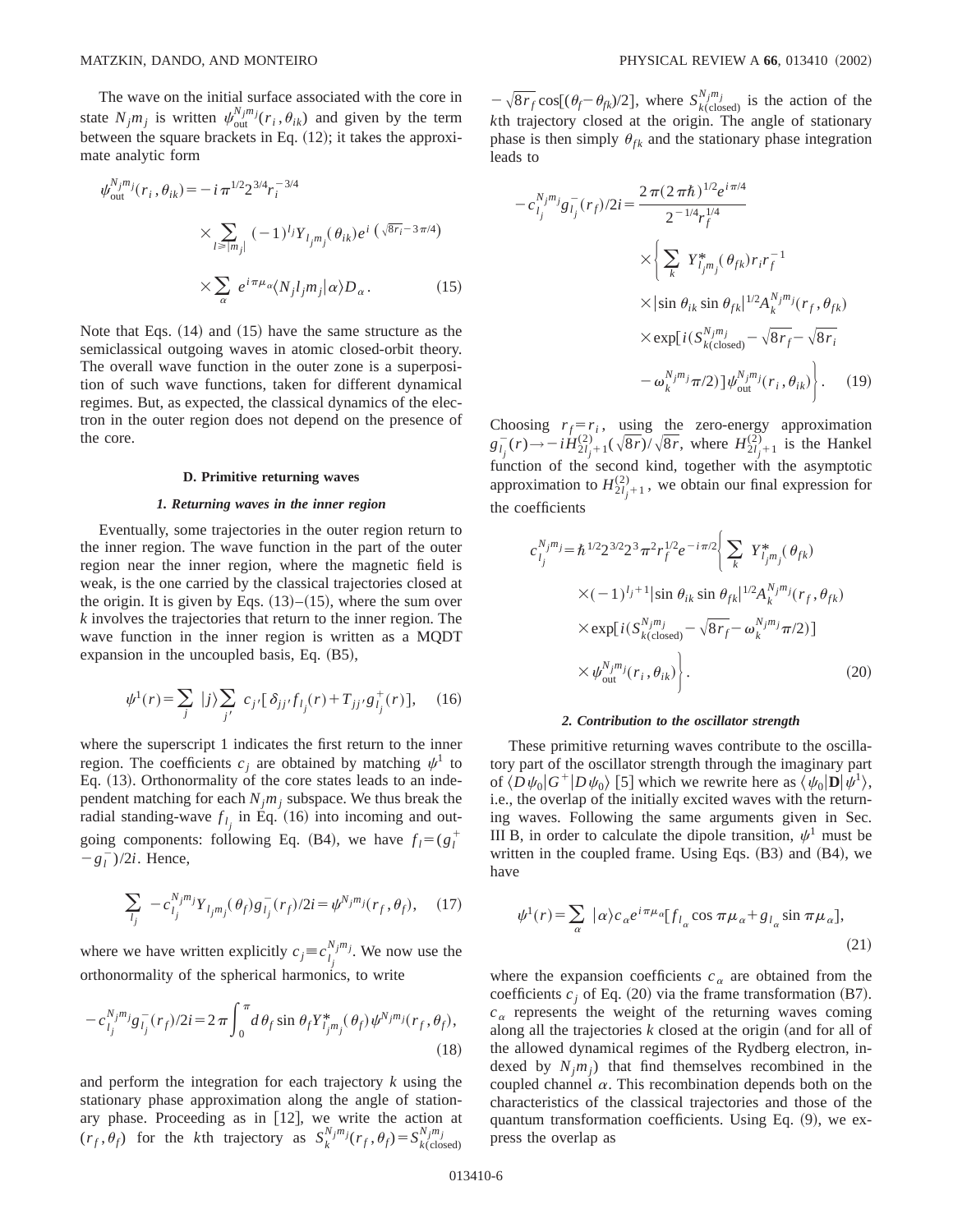The wave on the initial surface associated with the core in state $N_j m_j$ is written $\psi_{\text{out}}^{N_j m_j}(r_i, \theta_{ik})$ and given by the term between the square brackets in Eq. (12); it takes the approximate analytic form

$$\psi_{\text{out}}^{N_j m_j}(r_i, \theta_{ik}) = -i\pi^{1/2} 2^{3/4} r_i^{-3/4} \times \sum_{l \geq |m_j|} (-1)^{l_j} Y_{l_j m_j}(\theta_{ik}) e^{i(\sqrt{8r_i} - 3\pi/4)} \times \sum_{\alpha} e^{i\pi\mu_\alpha} \langle N_j l_j m_j | \alpha \rangle D_\alpha . \tag{15}$$

Note that Eqs. (14) and (15) have the same structure as the semiclassical outgoing waves in atomic closed-orbit theory. The overall wave function in the outer zone is a superposition of such wave functions, taken for different dynamical regimes. But, as expected, the classical dynamics of the electron in the outer region does not depend on the presence of the core.

### D. Primitive returning waves

#### *1. Returning waves in the inner region*

Eventually, some trajectories in the outer region return to the inner region. The wave function in the part of the outer region near the inner region, where the magnetic field is weak, is the one carried by the classical trajectories closed at the origin. It is given by Eqs. (13)–(15), where the sum over $k$ involves the trajectories that return to the inner region. The wave function in the inner region is written as a MQDT expansion in the uncoupled basis, Eq. (B5),

$$\psi^1(r) = \sum_j |j\rangle \sum_{j'} c_{j'} [\delta_{jj'} f_{l_j}(r) + T_{jj'} g_{l_j}^+(r)], \tag{16}$$

where the superscript 1 indicates the first return to the inner region. The coefficients $c_j$ are obtained by matching $\psi^1$ to Eq. (13). Orthonormality of the core states leads to an independent matching for each $N_j m_j$ subspace. We thus break the radial standing-wave $f_{l_j}$ in Eq. (16) into incoming and outgoing components: following Eq. (B4), we have $f_l = (g_l^+ - g_l^-)/2i$. Hence,

$$\sum_{l_j} -c_{l_j}^{N_j m_j} Y_{l_j m_j}(\theta_f) g_{l_j}^-(r_f)/2i = \psi^{N_j m_j}(r_f, \theta_f), \tag{17}$$

where we have written explicitly $c_j \equiv c_{l_j}^{N_j m_j}$. We now use the orthonormality of the spherical harmonics, to write

$$-c_{l_j}^{N_j m_j} g_{l_j}^-(r_f)/2i = 2\pi \int_0^\pi d\theta_f \sin\theta_f Y_{l_j m_j}^*(\theta_f) \psi^{N_j m_j}(r_f, \theta_f), \tag{18}$$

and perform the integration for each trajectory $k$ using the stationary phase approximation along the angle of stationary phase. Proceeding as in [12], we write the action at $(r_f, \theta_f)$ for the $k$th trajectory as $S_k^{N_j m_j}(r_f, \theta_f) = S_{k(\text{closed})}^{N_j m_j} - \sqrt{8r_f}\cos[(\theta_f - \theta_{fk})/2]$, where $S_{k(\text{closed})}^{N_j m_j}$ is the action of the $k$th trajectory closed at the origin. The angle of stationary phase is then simply $\theta_{fk}$ and the stationary phase integration leads to

$$-c_{l_j}^{N_j m_j} g_{l_j}^-(r_f)/2i = \frac{2\pi(2\pi\hbar)^{1/2} e^{i\pi/4}}{2^{-1/4} r_f^{1/4}} \times \Bigg\{ \sum_k Y_{l_j m_j}^*(\theta_{fk}) r_i r_f^{-1} \times |\sin\theta_{ik} \sin\theta_{fk}|^{1/2} A_k^{N_j m_j}(r_f, \theta_{fk}) \times \exp[i(S_{k(\text{closed})}^{N_j m_j} - \sqrt{8r_f} - \sqrt{8r_i} - \omega_k^{N_j m_j}\pi/2)] \psi_{\text{out}}^{N_j m_j}(r_i, \theta_{ik}) \Bigg\}. \tag{19}$$

Choosing $r_f = r_i$, using the zero-energy approximation $g_{l_j}^-(r) \to -iH_{2l_j+1}^{(2)}(\sqrt{8r})/\sqrt{8r}$, where $H_{2l_j+1}^{(2)}$ is the Hankel function of the second kind, together with the asymptotic approximation to $H_{2l_j+1}^{(2)}$, we obtain our final expression for the coefficients

$$c_{l_j}^{N_j m_j} = \hbar^{1/2} 2^{3/2} 2^3 \pi^2 r_f^{1/2} e^{-i\pi/2} \Bigg\{ \sum_k Y_{l_j m_j}^*(\theta_{fk}) \times (-1)^{l_j+1} |\sin\theta_{ik}\sin\theta_{fk}|^{1/2} A_k^{N_j m_j}(r_f, \theta_{fk}) \times \exp[i(S_{k(\text{closed})}^{N_j m_j} - \sqrt{8r_f} - \omega_k^{N_j m_j}\pi/2)] \times \psi_{\text{out}}^{N_j m_j}(r_i, \theta_{ik}) \Bigg\}. \tag{20}$$

#### *2. Contribution to the oscillator strength*

These primitive returning waves contribute to the oscillatory part of the oscillator strength through the imaginary part of $\langle D\psi_0 | G^+ | D\psi_0 \rangle$ [5] which we rewrite here as $\langle \psi_0 | \mathbf{D} | \psi^1 \rangle$, i.e., the overlap of the initially excited waves with the returning waves. Following the same arguments given in Sec. III B, in order to calculate the dipole transition, $\psi^1$ must be written in the coupled frame. Using Eqs. (B3) and (B4), we have

$$\psi^1(r) = \sum_\alpha |\alpha\rangle c_\alpha e^{i\pi\mu_\alpha} [f_{l_\alpha}\cos\pi\mu_\alpha + g_{l_\alpha}\sin\pi\mu_\alpha], \tag{21}$$

where the expansion coefficients $c_\alpha$ are obtained from the coefficients $c_j$ of Eq. (20) via the frame transformation (B7). $c_\alpha$ represents the weight of the returning waves coming along all the trajectories $k$ closed at the origin (and for all of the allowed dynamical regimes of the Rydberg electron, indexed by $N_j m_j$) that find themselves recombined in the coupled channel $\alpha$. This recombination depends both on the characteristics of the classical trajectories and those of the quantum transformation coefficients. Using Eq. (9), we express the overlap as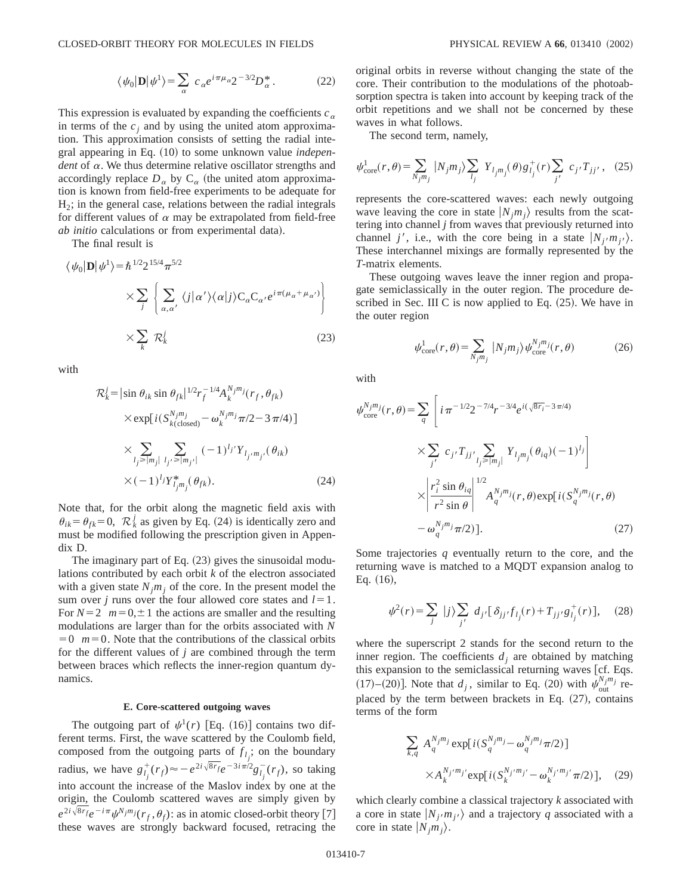$$\langle \psi_0 | \mathbf{D} | \psi^1 \rangle = \sum_\alpha c_\alpha e^{i\pi\mu_\alpha} 2^{-3/2} D_\alpha^* . \tag{22}$$

This expression is evaluated by expanding the coefficients $c_\alpha$ in terms of the $c_j$ and by using the united atom approximation. This approximation consists of setting the radial integral appearing in Eq. (10) to some unknown value *independent* of $\alpha$. We thus determine relative oscillator strengths and accordingly replace $D_\alpha$ by $\mathrm{C}_\alpha$ (the united atom approximation is known from field-free experiments to be adequate for $H_2$; in the general case, relations between the radial integrals for different values of $\alpha$ may be extrapolated from field-free *ab initio* calculations or from experimental data).

The final result is

$$\langle \psi_0 | \mathbf{D} | \psi^1 \rangle = \hbar^{1/2} 2^{15/4} \pi^{5/2} \times \sum_j \left\{ \sum_{\alpha,\alpha'} \langle j | \alpha' \rangle \langle \alpha | j \rangle \mathrm{C}_\alpha \mathrm{C}_{\alpha'} e^{i\pi(\mu_\alpha + \mu_{\alpha'})} \right\} \times \sum_k \mathcal{R}_k^j \tag{23}$$

with

$$\begin{aligned}\mathcal{R}_k^j = & |\sin\theta_{ik} \sin\theta_{fk}|^{1/2} r_f^{-1/4} A_k^{N_j m_j}(r_f, \theta_{fk}) \\ & \times \exp[i(S_{k(\text{closed})}^{N_j m_j} - \omega_k^{N_j m_j}\pi/2 - 3\pi/4)] \\ & \times \sum_{l_j \geq |m_j|} \sum_{l_{j'} \geq |m_{j'}|} (-1)^{l_{j'}} Y_{l_{j'} m_{j'}}(\theta_{ik}) \\ & \times (-1)^{l_j} Y_{l_j m_j}^*(\theta_{fk}).\end{aligned} \tag{24}$$

Note that, for the orbit along the magnetic field axis with $\theta_{ik} = \theta_{fk} = 0$, $\mathcal{R}_k^j$ as given by Eq. (24) is identically zero and must be modified following the prescription given in Appendix D.

The imaginary part of Eq. (23) gives the sinusoidal modulations contributed by each orbit $k$ of the electron associated with a given state $N_j m_j$ of the core. In the present model the sum over $j$ runs over the four allowed core states and $l=1$. For $N=2$ $m=0,\pm 1$ the actions are smaller and the resulting modulations are larger than for the orbits associated with $N=0$ $m=0$. Note that the contributions of the classical orbits for the different values of $j$ are combined through the term between braces which reflects the inner-region quantum dynamics.

### E. Core-scattered outgoing waves

The outgoing part of $\psi^1(r)$ [Eq. (16)] contains two different terms. First, the wave scattered by the Coulomb field, composed from the outgoing parts of $f_{l_j}$; on the boundary radius, we have $g_{l_j}^+(r_f) \approx -e^{2i\sqrt{8r_f}} e^{-3i\pi/2} g_{l_j}^-(r_f)$, so taking into account the increase of the Maslov index by one at the origin, the Coulomb scattered waves are simply given by $e^{2i\sqrt{8r_f}} e^{-i\pi} \psi^{N_j m_j}(r_f, \theta_f)$: as in atomic closed-orbit theory [7] these waves are strongly backward focused, retracing the original orbits in reverse without changing the state of the core. Their contribution to the modulations of the photoabsorption spectra is taken into account by keeping track of the orbit repetitions and we shall not be concerned by these waves in what follows.

The second term, namely,

$$\psi_{\text{core}}^1(r,\theta) = \sum_{N_j m_j} |N_j m_j\rangle \sum_{l_j} Y_{l_j m_j}(\theta) g_{l_j}^+(r) \sum_{j'} c_{j'} T_{jj'}, \tag{25}$$

represents the core-scattered waves: each newly outgoing wave leaving the core in state $|N_j m_j\rangle$ results from the scattering into channel $j$ from waves that previously returned into channel $j'$, i.e., with the core being in a state $|N_{j'} m_{j'}\rangle$. These interchannel mixings are formally represented by the $T$-matrix elements.

These outgoing waves leave the inner region and propagate semiclassically in the outer region. The procedure described in Sec. III C is now applied to Eq. (25). We have in the outer region

$$\psi_{\text{core}}^1(r,\theta) = \sum_{N_j m_j} |N_j m_j\rangle \psi_{\text{core}}^{N_j m_j}(r,\theta) \tag{26}$$

with

$$\begin{aligned}\psi_{\text{core}}^{N_j m_j}(r,\theta) = \sum_q & \Bigg[ i\pi^{-1/2} 2^{-7/4} r^{-3/4} e^{i(\sqrt{8r_i} - 3\pi/4)} \\ & \times \sum_{j'} c_{j'} T_{jj'} \sum_{l_j \geq |m_j|} Y_{l_j m_j}(\theta_{iq}) (-1)^{l_j} \Bigg] \\ & \times \left| \frac{r_i^2 \sin\theta_{iq}}{r^2 \sin\theta} \right|^{1/2} A_q^{N_j m_j}(r,\theta) \exp[i(S_q^{N_j m_j}(r,\theta) \\ & - \omega_q^{N_j m_j}\pi/2)].\end{aligned} \tag{27}$$

Some trajectories $q$ eventually return to the core, and the returning wave is matched to a MQDT expansion analog to Eq. (16),

$$\psi^2(r) = \sum_j |j\rangle \sum_{j'} d_{j'} [\delta_{jj'} f_{l_j}(r) + T_{jj'} g_{l_j}^+(r)], \tag{28}$$

where the superscript 2 stands for the second return to the inner region. The coefficients $d_j$ are obtained by matching this expansion to the semiclassical returning waves [cf. Eqs. (17)–(20)]. Note that $d_j$, similar to Eq. (20) with $\psi_{\text{out}}^{N_j m_j}$ replaced by the term between brackets in Eq. (27), contains terms of the form

$$\sum_{k,q} A_q^{N_j m_j} \exp[i(S_q^{N_j m_j} - \omega_q^{N_j m_j}\pi/2)] \times A_k^{N_{j'} m_{j'}} \exp[i(S_k^{N_{j'} m_{j'}} - \omega_k^{N_{j'} m_{j'}}\pi/2)], \tag{29}$$

which clearly combine a classical trajectory $k$ associated with a core in state $|N_{j'} m_{j'}\rangle$ and a trajectory $q$ associated with a core in state $|N_j m_j\rangle$.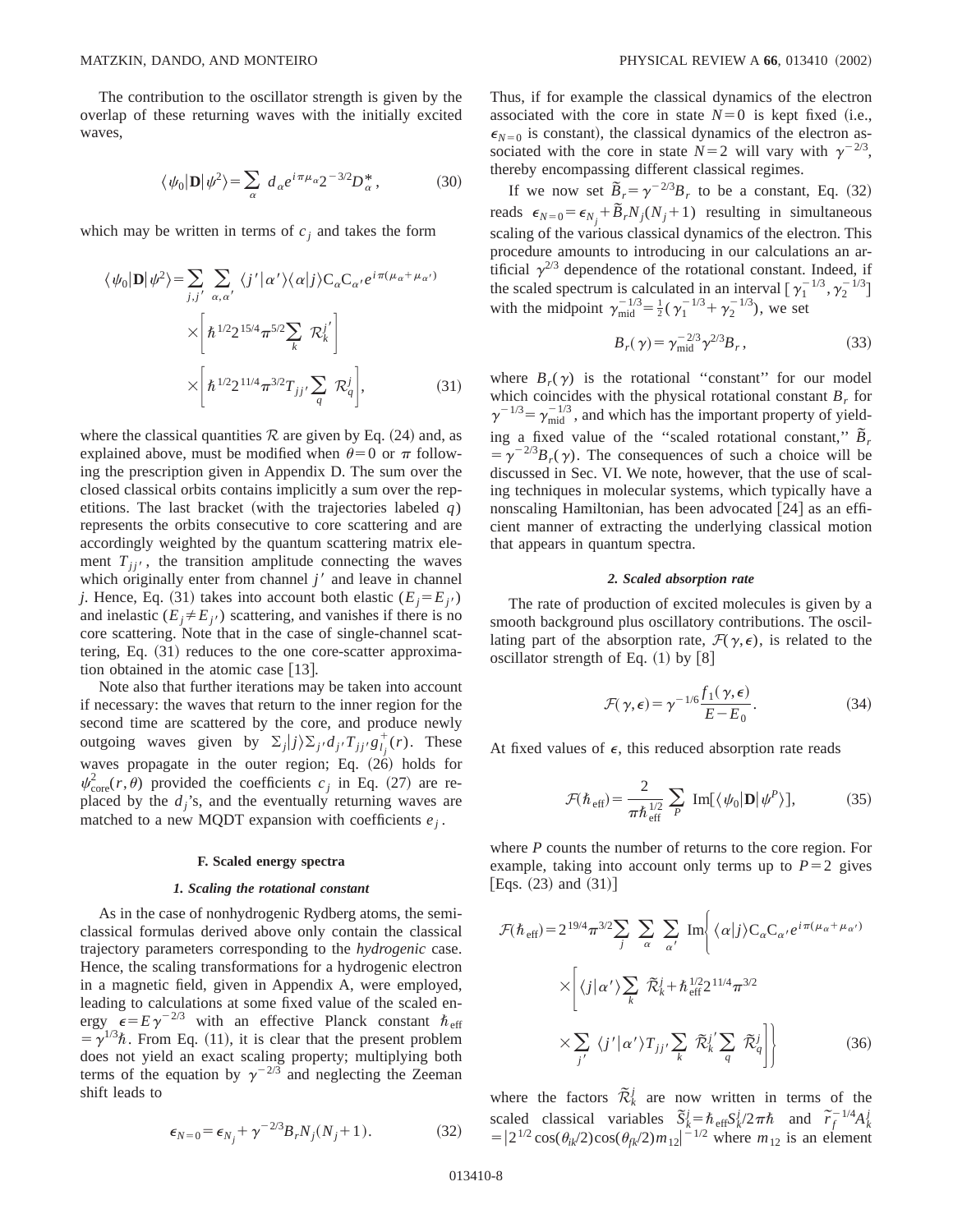The contribution to the oscillator strength is given by the overlap of these returning waves with the initially excited waves,

$$\langle \psi_0 | \mathbf{D} | \psi^2 \rangle = \sum_\alpha d_\alpha e^{i\pi\mu_\alpha} 2^{-3/2} D_\alpha^*, \tag{30}$$

which may be written in terms of $c_j$ and takes the form

$$\begin{aligned}\langle \psi_0 | \mathbf{D} | \psi^2 \rangle = &\sum_{j,j'} \sum_{\alpha,\alpha'} \langle j' | \alpha' \rangle \langle \alpha | j \rangle \mathrm{C}_\alpha \mathrm{C}_{\alpha'} e^{i\pi(\mu_\alpha + \mu_{\alpha'})} \\ &\times \left[ \hbar^{1/2} 2^{15/4} \pi^{5/2} \sum_k \mathcal{R}_k^{j'} \right] \\ &\times \left[ \hbar^{1/2} 2^{11/4} \pi^{3/2} T_{jj'} \sum_q \mathcal{R}_q^j \right], \end{aligned} \tag{31}$$

where the classical quantities $\mathcal{R}$ are given by Eq. (24) and, as explained above, must be modified when $\theta = 0$ or $\pi$ following the prescription given in Appendix D. The sum over the closed classical orbits contains implicitly a sum over the repetitions. The last bracket (with the trajectories labeled $q$) represents the orbits consecutive to core scattering and are accordingly weighted by the quantum scattering matrix element $T_{jj'}$, the transition amplitude connecting the waves which originally enter from channel $j'$ and leave in channel $j$. Hence, Eq. (31) takes into account both elastic ($E_j = E_{j'}$) and inelastic ($E_j \neq E_{j'}$) scattering, and vanishes if there is no core scattering. Note that in the case of single-channel scattering, Eq. (31) reduces to the one core-scatter approximation obtained in the atomic case [13].

Note also that further iterations may be taken into account if necessary: the waves that return to the inner region for the second time are scattered by the core, and produce newly outgoing waves given by $\sum_j |j\rangle \sum_{j'} d_{j'} T_{jj'} g_{l_j}^+(r)$. These waves propagate in the outer region; Eq. (26) holds for $\psi_{\mathrm{core}}^2(r,\theta)$ provided the coefficients $c_j$ in Eq. (27) are replaced by the $d_j$'s, and the eventually returning waves are matched to a new MQDT expansion with coefficients $e_j$.

### F. Scaled energy spectra

#### 1. Scaling the rotational constant

As in the case of nonhydrogenic Rydberg atoms, the semiclassical formulas derived above only contain the classical trajectory parameters corresponding to the *hydrogenic* case. Hence, the scaling transformations for a hydrogenic electron in a magnetic field, given in Appendix A, were employed, leading to calculations at some fixed value of the scaled energy $\epsilon = E\gamma^{-2/3}$ with an effective Planck constant $\hbar_{\mathrm{eff}} = \gamma^{1/3}\hbar$. From Eq. (11), it is clear that the present problem does not yield an exact scaling property; multiplying both terms of the equation by $\gamma^{-2/3}$ and neglecting the Zeeman shift leads to

$$\epsilon_{N=0} = \epsilon_{N_j} + \gamma^{-2/3} B_r N_j (N_j + 1). \tag{32}$$

Thus, if for example the classical dynamics of the electron associated with the core in state $N=0$ is kept fixed (i.e., $\epsilon_{N=0}$ is constant), the classical dynamics of the electron associated with the core in state $N=2$ will vary with $\gamma^{-2/3}$, thereby encompassing different classical regimes.

If we now set $\tilde{B}_r = \gamma^{-2/3} B_r$ to be a constant, Eq. (32) reads $\epsilon_{N=0} = \epsilon_{N_j} + \tilde{B}_r N_j (N_j+1)$ resulting in simultaneous scaling of the various classical dynamics of the electron. This procedure amounts to introducing in our calculations an artificial $\gamma^{2/3}$ dependence of the rotational constant. Indeed, if the scaled spectrum is calculated in an interval $[\gamma_1^{-1/3}, \gamma_2^{-1/3}]$ with the midpoint $\gamma_{\mathrm{mid}}^{-1/3} = \frac{1}{2}(\gamma_1^{-1/3} + \gamma_2^{-1/3})$, we set

$$B_r(\gamma) = \gamma_{\mathrm{mid}}^{-2/3} \gamma^{2/3} B_r, \tag{33}$$

where $B_r(\gamma)$ is the rotational "constant" for our model which coincides with the physical rotational constant $B_r$ for $\gamma^{-1/3} = \gamma_{\mathrm{mid}}^{-1/3}$, and which has the important property of yielding a fixed value of the "scaled rotational constant," $\tilde{B}_r = \gamma^{-2/3} B_r(\gamma)$. The consequences of such a choice will be discussed in Sec. VI. We note, however, that the use of scaling techniques in molecular systems, which typically have a nonscaling Hamiltonian, has been advocated [24] as an efficient manner of extracting the underlying classical motion that appears in quantum spectra.

#### 2. Scaled absorption rate

The rate of production of excited molecules is given by a smooth background plus oscillatory contributions. The oscillating part of the absorption rate, $\mathcal{F}(\gamma,\epsilon)$, is related to the oscillator strength of Eq. (1) by [8]

$$\mathcal{F}(\gamma,\epsilon) = \gamma^{-1/6} \frac{f_1(\gamma,\epsilon)}{E - E_0}. \tag{34}$$

At fixed values of $\epsilon$, this reduced absorption rate reads

$$\mathcal{F}(\hbar_{\mathrm{eff}}) = \frac{2}{\pi \hbar_{\mathrm{eff}}^{1/2}} \sum_P \mathrm{Im}[\langle \psi_0 | \mathbf{D} | \psi^P \rangle], \tag{35}$$

where $P$ counts the number of returns to the core region. For example, taking into account only terms up to $P=2$ gives [Eqs. (23) and (31)]

$$\begin{aligned}\mathcal{F}(\hbar_{\mathrm{eff}}) = 2^{19/4} \pi^{3/2} &\sum_j \sum_\alpha \sum_{\alpha'} \mathrm{Im}\Bigg\{ \langle \alpha | j \rangle \mathrm{C}_\alpha \mathrm{C}_{\alpha'} e^{i\pi(\mu_\alpha + \mu_{\alpha'})} \\ &\times \Bigg[ \langle j | \alpha' \rangle \sum_k \tilde{\mathcal{R}}_k^j + \hbar_{\mathrm{eff}}^{1/2} 2^{11/4} \pi^{3/2} \\ &\times \sum_{j'} \langle j' | \alpha' \rangle T_{jj'} \sum_k \tilde{\mathcal{R}}_k^{j'} \sum_q \tilde{\mathcal{R}}_q^j \Bigg] \Bigg\} \end{aligned} \tag{36}$$

where the factors $\tilde{\mathcal{R}}_k^j$ are now written in terms of the scaled classical variables $\tilde{S}_k^j = \hbar_{\mathrm{eff}} S_k^j / 2\pi\hbar$ and $\tilde{r}_f^{-1/4} A_k^j = |2^{1/2} \cos(\theta_{ik}/2) \cos(\theta_{fk}/2) m_{12}|^{-1/2}$ where $m_{12}$ is an element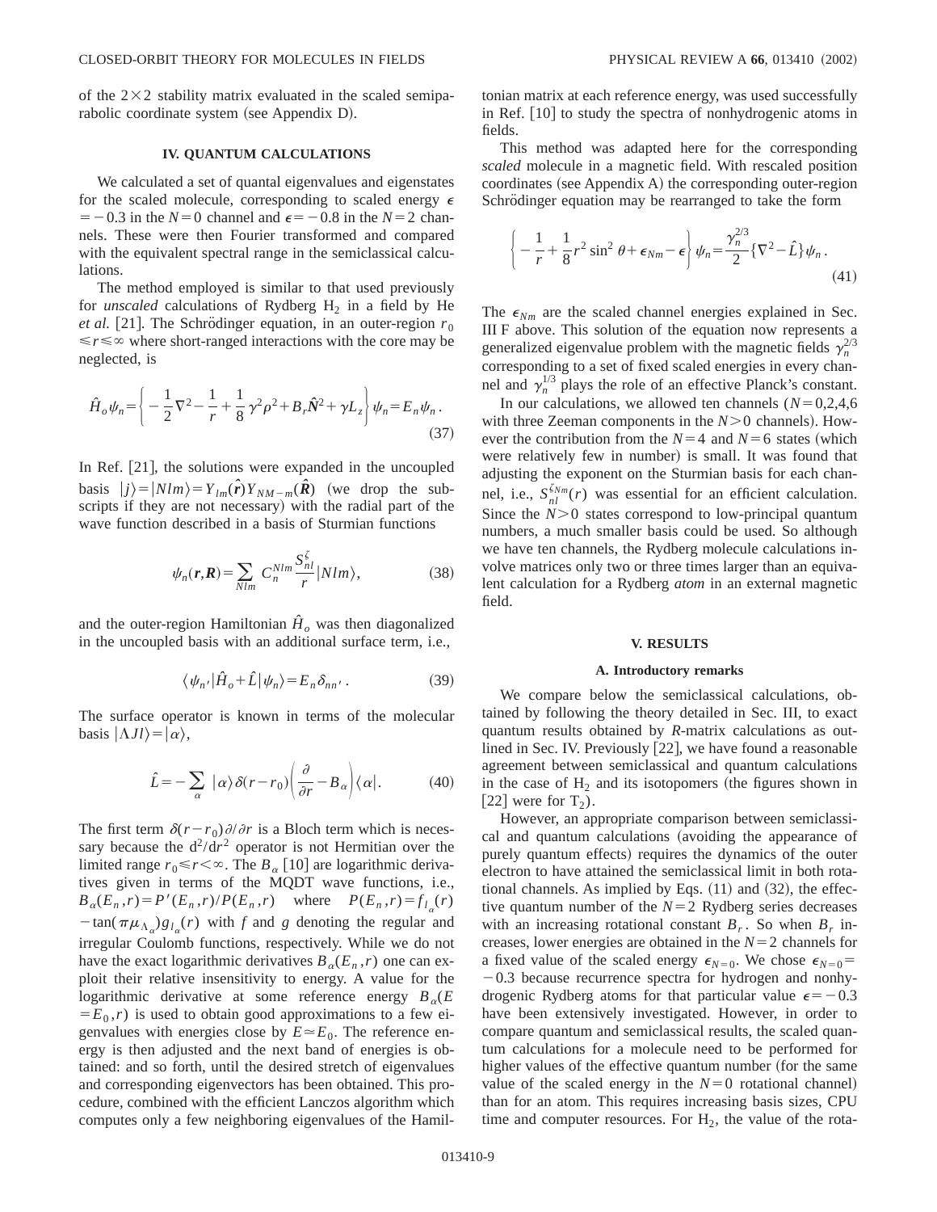of the $2\times 2$ stability matrix evaluated in the scaled semiparabolic coordinate system (see Appendix D).

## IV. QUANTUM CALCULATIONS

We calculated a set of quantal eigenvalues and eigenstates for the scaled molecule, corresponding to scaled energy $\epsilon = -0.3$ in the $N=0$ channel and $\epsilon = -0.8$ in the $N=2$ channels. These were then Fourier transformed and compared with the equivalent spectral range in the semiclassical calculations.

The method employed is similar to that used previously for *unscaled* calculations of Rydberg $H_2$ in a field by He *et al.* [21]. The Schrödinger equation, in an outer-region $r_0 \leqslant r \leqslant \infty$ where short-ranged interactions with the core may be neglected, is

$$\hat{H}_o \psi_n = \left\{ -\frac{1}{2}\nabla^2 - \frac{1}{r} + \frac{1}{8}\gamma^2 \rho^2 + B_r \hat{\boldsymbol{N}}^2 + \gamma L_z \right\} \psi_n = E_n \psi_n . \tag{37}$$

In Ref. [21], the solutions were expanded in the uncoupled basis $|j\rangle = |Nlm\rangle = Y_{lm}(\hat{\boldsymbol{r}}) Y_{NM-m}(\hat{\boldsymbol{R}})$ (we drop the subscripts if they are not necessary) with the radial part of the wave function described in a basis of Sturmian functions

$$\psi_n(\boldsymbol{r},\boldsymbol{R}) = \sum_{Nlm} C_n^{Nlm} \frac{S_{nl}^{\zeta}}{r} |Nlm\rangle, \tag{38}$$

and the outer-region Hamiltonian $\hat{H}_o$ was then diagonalized in the uncoupled basis with an additional surface term, i.e.,

$$\langle \psi_{n'} | \hat{H}_o + \hat{L} | \psi_n \rangle = E_n \delta_{nn'} . \tag{39}$$

The surface operator is known in terms of the molecular basis $|\Lambda J l\rangle = |\alpha\rangle$,

$$\hat{L} = -\sum_{\alpha} |\alpha\rangle \delta(r - r_0) \left( \frac{\partial}{\partial r} - B_\alpha \right) \langle \alpha | . \tag{40}$$

The first term $\delta(r-r_0)\partial/\partial r$ is a Bloch term which is necessary because the $d^2/dr^2$ operator is not Hermitian over the limited range $r_0 \leqslant r < \infty$. The $B_\alpha$ [10] are logarithmic derivatives given in terms of the MQDT wave functions, i.e., $B_\alpha(E_n, r) = P'(E_n, r)/P(E_n, r)$ where $P(E_n, r) = f_{l_\alpha}(r) - \tan(\pi \mu_{\Lambda_\alpha}) g_{l_\alpha}(r)$ with $f$ and $g$ denoting the regular and irregular Coulomb functions, respectively. While we do not have the exact logarithmic derivatives $B_\alpha(E_n, r)$ one can exploit their relative insensitivity to energy. A value for the logarithmic derivative at some reference energy $B_\alpha(E = E_0, r)$ is used to obtain good approximations to a few eigenvalues with energies close by $E \simeq E_0$. The reference energy is then adjusted and the next band of energies is obtained: and so forth, until the desired stretch of eigenvalues and corresponding eigenvectors has been obtained. This procedure, combined with the efficient Lanczos algorithm which computes only a few neighboring eigenvalues of the Hamiltonian matrix at each reference energy, was used successfully in Ref. [10] to study the spectra of nonhydrogenic atoms in fields.

This method was adapted here for the corresponding *scaled* molecule in a magnetic field. With rescaled position coordinates (see Appendix A) the corresponding outer-region Schrödinger equation may be rearranged to take the form

$$\left\{ -\frac{1}{r} + \frac{1}{8} r^2 \sin^2 \theta + \epsilon_{Nm} - \epsilon \right\} \psi_n = \frac{\gamma_n^{2/3}}{2} \{ \nabla^2 - \hat{L} \} \psi_n . \tag{41}$$

The $\epsilon_{Nm}$ are the scaled channel energies explained in Sec. III F above. This solution of the equation now represents a generalized eigenvalue problem with the magnetic fields $\gamma_n^{2/3}$ corresponding to a set of fixed scaled energies in every channel and $\gamma_n^{1/3}$ plays the role of an effective Planck's constant.

In our calculations, we allowed ten channels ($N=0,2,4,6$ with three Zeeman components in the $N>0$ channels). However the contribution from the $N=4$ and $N=6$ states (which were relatively few in number) is small. It was found that adjusting the exponent on the Sturmian basis for each channel, i.e., $S_{nl}^{\zeta_{Nm}}(r)$ was essential for an efficient calculation. Since the $N>0$ states correspond to low-principal quantum numbers, a much smaller basis could be used. So although we have ten channels, the Rydberg molecule calculations involve matrices only two or three times larger than an equivalent calculation for a Rydberg *atom* in an external magnetic field.

## V. RESULTS

### A. Introductory remarks

We compare below the semiclassical calculations, obtained by following the theory detailed in Sec. III, to exact quantum results obtained by *R*-matrix calculations as outlined in Sec. IV. Previously [22], we have found a reasonable agreement between semiclassical and quantum calculations in the case of $H_2$ and its isotopomers (the figures shown in [22] were for $T_2$).

However, an appropriate comparison between semiclassical and quantum calculations (avoiding the appearance of purely quantum effects) requires the dynamics of the outer electron to have attained the semiclassical limit in both rotational channels. As implied by Eqs. (11) and (32), the effective quantum number of the $N=2$ Rydberg series decreases with an increasing rotational constant $B_r$. So when $B_r$ increases, lower energies are obtained in the $N=2$ channels for a fixed value of the scaled energy $\epsilon_{N=0}$. We chose $\epsilon_{N=0} = -0.3$ because recurrence spectra for hydrogen and nonhydrogenic Rydberg atoms for that particular value $\epsilon = -0.3$ have been extensively investigated. However, in order to compare quantum and semiclassical results, the scaled quantum calculations for a molecule need to be performed for higher values of the effective quantum number (for the same value of the scaled energy in the $N=0$ rotational channel) than for an atom. This requires increasing basis sizes, CPU time and computer resources. For $H_2$, the value of the rota-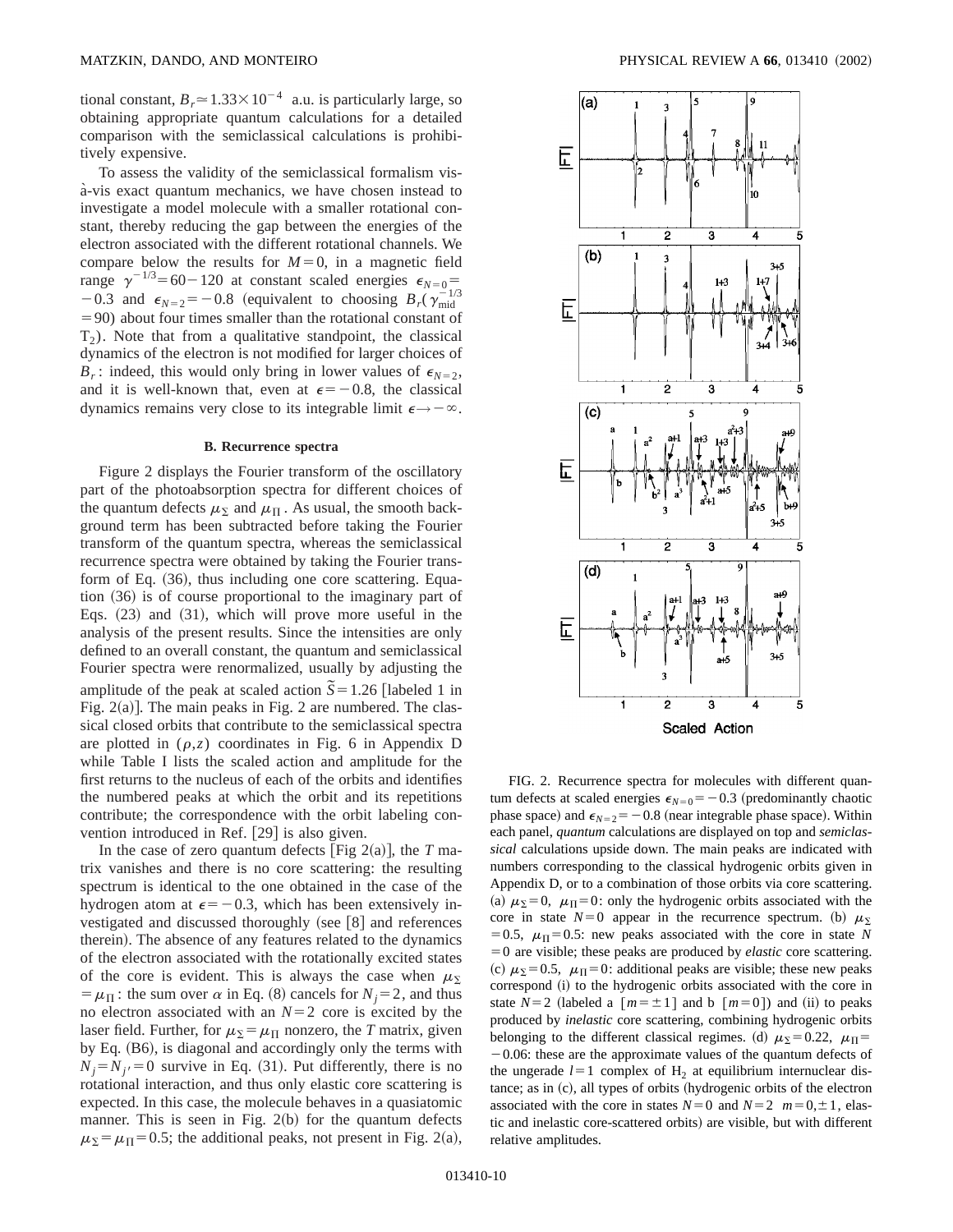tional constant, $B_r \simeq 1.33\times 10^{-4}$ a.u. is particularly large, so obtaining appropriate quantum calculations for a detailed comparison with the semiclassical calculations is prohibitively expensive.

To assess the validity of the semiclassical formalism vis-à-vis exact quantum mechanics, we have chosen instead to investigate a model molecule with a smaller rotational constant, thereby reducing the gap between the energies of the electron associated with the different rotational channels. We compare below the results for $M=0$, in a magnetic field range $\gamma^{-1/3}=60-120$ at constant scaled energies $\epsilon_{N=0}=-0.3$ and $\epsilon_{N=2}=-0.8$ (equivalent to choosing $B_r(\gamma_{\rm mid}^{-1/3}=90)$ about four times smaller than the rotational constant of $T_2$). Note that from a qualitative standpoint, the classical dynamics of the electron is not modified for larger choices of $B_r$: indeed, this would only bring in lower values of $\epsilon_{N=2}$, and it is well-known that, even at $\epsilon=-0.8$, the classical dynamics remains very close to its integrable limit $\epsilon\rightarrow-\infty$.

### B. Recurrence spectra

Figure 2 displays the Fourier transform of the oscillatory part of the photoabsorption spectra for different choices of the quantum defects $\mu_\Sigma$ and $\mu_\Pi$. As usual, the smooth background term has been subtracted before taking the Fourier transform of the quantum spectra, whereas the semiclassical recurrence spectra were obtained by taking the Fourier transform of Eq. (36), thus including one core scattering. Equation (36) is of course proportional to the imaginary part of Eqs. (23) and (31), which will prove more useful in the analysis of the present results. Since the intensities are only defined to an overall constant, the quantum and semiclassical Fourier spectra were renormalized, usually by adjusting the amplitude of the peak at scaled action $\tilde{S}=1.26$ [labeled 1 in Fig. 2(a)]. The main peaks in Fig. 2 are numbered. The classical closed orbits that contribute to the semiclassical spectra are plotted in $(\rho,z)$ coordinates in Fig. 6 in Appendix D while Table I lists the scaled action and amplitude for the first returns to the nucleus of each of the orbits and identifies the numbered peaks at which the orbit and its repetitions contribute; the correspondence with the orbit labeling convention introduced in Ref. [29] is also given.

In the case of zero quantum defects [Fig 2(a)], the $T$ matrix vanishes and there is no core scattering: the resulting spectrum is identical to the one obtained in the case of the hydrogen atom at $\epsilon=-0.3$, which has been extensively investigated and discussed thoroughly (see [8] and references therein). The absence of any features related to the dynamics of the electron associated with the rotationally excited states of the core is evident. This is always the case when $\mu_\Sigma=\mu_\Pi$: the sum over $\alpha$ in Eq. (8) cancels for $N_j=2$, and thus no electron associated with an $N=2$ core is excited by the laser field. Further, for $\mu_\Sigma=\mu_\Pi$ nonzero, the $T$ matrix, given by Eq. (B6), is diagonal and accordingly only the terms with $N_j=N_{j'}=0$ survive in Eq. (31). Put differently, there is no rotational interaction, and thus only elastic core scattering is expected. In this case, the molecule behaves in a quasiatomic manner. This is seen in Fig. 2(b) for the quantum defects $\mu_\Sigma=\mu_\Pi=0.5$; the additional peaks, not present in Fig. 2(a),

FIG. 2. Recurrence spectra for molecules with different quantum defects at scaled energies $\epsilon_{N=0}=-0.3$ (predominantly chaotic phase space) and $\epsilon_{N=2}=-0.8$ (near integrable phase space). Within each panel, *quantum* calculations are displayed on top and *semiclassical* calculations upside down. The main peaks are indicated with numbers corresponding to the classical hydrogenic orbits given in Appendix D, or to a combination of those orbits via core scattering. (a) $\mu_\Sigma=0$, $\mu_\Pi=0$: only the hydrogenic orbits associated with the core in state $N=0$ appear in the recurrence spectrum. (b) $\mu_\Sigma=0.5$, $\mu_\Pi=0.5$: new peaks associated with the core in state $N=0$ are visible; these peaks are produced by *elastic* core scattering. (c) $\mu_\Sigma=0.5$, $\mu_\Pi=0$: additional peaks are visible; these new peaks correspond (i) to the hydrogenic orbits associated with the core in state $N=2$ (labeled a $[m=\pm 1]$ and b $[m=0]$) and (ii) to peaks produced by *inelastic* core scattering, combining hydrogenic orbits belonging to the different classical regimes. (d) $\mu_\Sigma=0.22$, $\mu_\Pi=-0.06$: these are the approximate values of the quantum defects of the ungerade $l=1$ complex of $H_2$ at equilibrium internuclear distance; as in (c), all types of orbits (hydrogenic orbits of the electron associated with the core in states $N=0$ and $N=2$ $m=0,\pm 1$, elastic and inelastic core-scattered orbits) are visible, but with different relative amplitudes.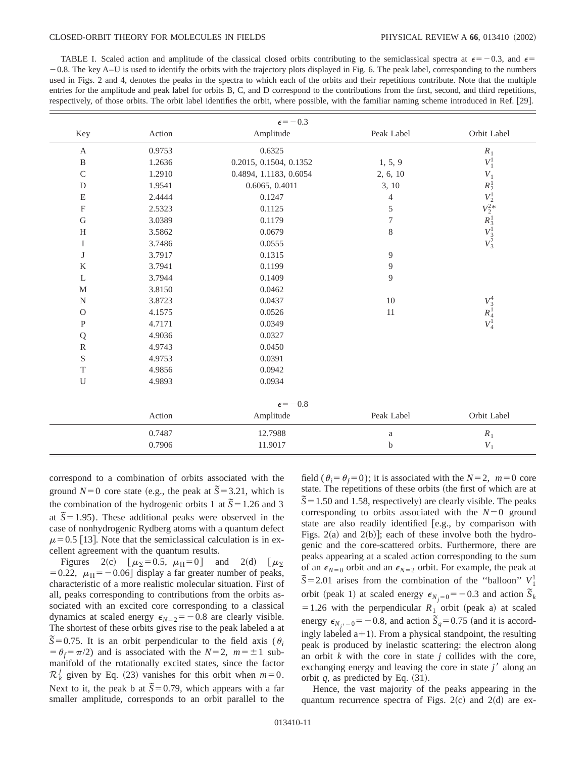TABLE I. Scaled action and amplitude of the classical closed orbits contributing to the semiclassical spectra at $\epsilon=-0.3$, and $\epsilon=-0.8$. The key A–U is used to identify the orbits with the trajectory plots displayed in Fig. 6. The peak label, corresponding to the numbers used in Figs. 2 and 4, denotes the peaks in the spectra to which each of the orbits and their repetitions contribute. Note that the multiple entries for the amplitude and peak label for orbits B, C, and D correspond to the contributions from the first, second, and third repetitions, respectively, of those orbits. The orbit label identifies the orbit, where possible, with the familiar naming scheme introduced in Ref. [29].

| | | $\epsilon=-0.3$ | | |
|---|---|---|---|---|
| Key | Action | Amplitude | Peak Label | Orbit Label |
| A | 0.9753 | 0.6325 | | $R_1$ |
| B | 1.2636 | 0.2015, 0.1504, 0.1352 | 1, 5, 9 | $V_1^1$ |
| C | 1.2910 | 0.4894, 1.1183, 0.6054 | 2, 6, 10 | $V_1$ |
| D | 1.9541 | 0.6065, 0.4011 | 3, 10 | $R_2^1$ |
| E | 2.4444 | 0.1247 | 4 | $V_2^1$ |
| F | 2.5323 | 0.1125 | 5 | $V_2^{2*}$ |
| G | 3.0389 | 0.1179 | 7 | $R_3^1$ |
| H | 3.5862 | 0.0679 | 8 | $V_3^1$ |
| I | 3.7486 | 0.0555 | | $V_3^2$ |
| J | 3.7917 | 0.1315 | 9 | |
| K | 3.7941 | 0.1199 | 9 | |
| L | 3.7944 | 0.1409 | 9 | |
| M | 3.8150 | 0.0462 | | |
| N | 3.8723 | 0.0437 | 10 | $V_3^4$ |
| O | 4.1575 | 0.0526 | 11 | $R_4^1$ |
| P | 4.7171 | 0.0349 | | $V_4^1$ |
| Q | 4.9036 | 0.0327 | | |
| R | 4.9743 | 0.0450 | | |
| S | 4.9753 | 0.0391 | | |
| T | 4.9856 | 0.0942 | | |
| U | 4.9893 | 0.0934 | | |
| | | $\epsilon=-0.8$ | | |
| | Action | Amplitude | Peak Label | Orbit Label |
| | 0.7487 | 12.7988 | a | $R_1$ |
| | 0.7906 | 11.9017 | b | $V_1$ |

correspond to a combination of orbits associated with the ground $N=0$ core state (e.g., the peak at $\tilde{S}=3.21$, which is the combination of the hydrogenic orbits 1 at $\tilde{S}=1.26$ and 3 at $\tilde{S}=1.95$). These additional peaks were observed in the case of nonhydrogenic Rydberg atoms with a quantum defect $\mu=0.5$ [13]. Note that the semiclassical calculation is in excellent agreement with the quantum results.

Figures 2(c) [$\mu_\Sigma=0.5$, $\mu_\Pi=0$] and 2(d) [$\mu_\Sigma=0.22$, $\mu_\Pi=-0.06$] display a far greater number of peaks, characteristic of a more realistic molecular situation. First of all, peaks corresponding to contributions from the orbits associated with an excited core corresponding to a classical dynamics at scaled energy $\epsilon_{N=2}=-0.8$ are clearly visible. The shortest of these orbits gives rise to the peak labeled a at $\tilde{S}=0.75$. It is an orbit perpendicular to the field axis ($\theta_i=\theta_f=\pi/2$) and is associated with the $N=2$, $m=\pm 1$ submanifold of the rotationally excited states, since the factor $\mathcal{R}_k^j$ given by Eq. (23) vanishes for this orbit when $m=0$. Next to it, the peak b at $\tilde{S}=0.79$, which appears with a far smaller amplitude, corresponds to an orbit parallel to the field ($\theta_i=\theta_f=0$); it is associated with the $N=2$, $m=0$ core state. The repetitions of these orbits (the first of which are at $\tilde{S}=1.50$ and 1.58, respectively) are clearly visible. The peaks corresponding to orbits associated with the $N=0$ ground state are also readily identified [e.g., by comparison with Figs. 2(a) and 2(b)]; each of these involve both the hydrogenic and the core-scattered orbits. Furthermore, there are peaks appearing at a scaled action corresponding to the sum of an $\epsilon_{N=0}$ orbit and an $\epsilon_{N=2}$ orbit. For example, the peak at $\tilde{S}=2.01$ arises from the combination of the "balloon" $V_1^1$ orbit (peak 1) at scaled energy $\epsilon_{N_j=0}=-0.3$ and action $\tilde{S}_k=1.26$ with the perpendicular $R_1$ orbit (peak a) at scaled energy $\epsilon_{N_{j'}=0}=-0.8$, and action $\tilde{S}_q=0.75$ (and it is accordingly labeled a+1). From a physical standpoint, the resulting peak is produced by inelastic scattering: the electron along an orbit $k$ with the core in state $j$ collides with the core, exchanging energy and leaving the core in state $j'$ along an orbit $q$, as predicted by Eq. (31).

Hence, the vast majority of the peaks appearing in the quantum recurrence spectra of Figs. 2(c) and 2(d) are ex-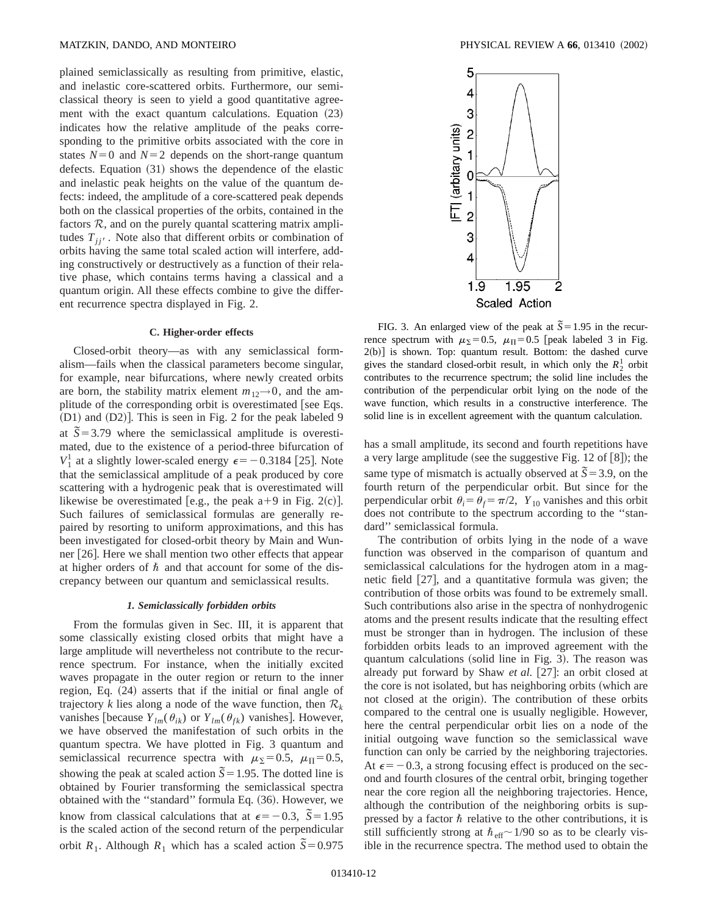plained semiclassically as resulting from primitive, elastic, and inelastic core-scattered orbits. Furthermore, our semiclassical theory is seen to yield a good quantitative agreement with the exact quantum calculations. Equation (23) indicates how the relative amplitude of the peaks corresponding to the primitive orbits associated with the core in states $N=0$ and $N=2$ depends on the short-range quantum defects. Equation (31) shows the dependence of the elastic and inelastic peak heights on the value of the quantum defects: indeed, the amplitude of a core-scattered peak depends both on the classical properties of the orbits, contained in the factors $\mathcal{R}$, and on the purely quantal scattering matrix amplitudes $T_{jj'}$. Note also that different orbits or combination of orbits having the same total scaled action will interfere, adding constructively or destructively as a function of their relative phase, which contains terms having a classical and a quantum origin. All these effects combine to give the different recurrence spectra displayed in Fig. 2.

### C. Higher-order effects

Closed-orbit theory—as with any semiclassical formalism—fails when the classical parameters become singular, for example, near bifurcations, where newly created orbits are born, the stability matrix element $m_{12}\to 0$, and the amplitude of the corresponding orbit is overestimated [see Eqs. (D1) and (D2)]. This is seen in Fig. 2 for the peak labeled 9 at $\tilde{S}=3.79$ where the semiclassical amplitude is overestimated, due to the existence of a period-three bifurcation of $V_1^1$ at a slightly lower-scaled energy $\epsilon=-0.3184$ [25]. Note that the semiclassical amplitude of a peak produced by core scattering with a hydrogenic peak that is overestimated will likewise be overestimated [e.g., the peak a+9 in Fig. 2(c)]. Such failures of semiclassical formulas are generally repaired by resorting to uniform approximations, and this has been investigated for closed-orbit theory by Main and Wunner [26]. Here we shall mention two other effects that appear at higher orders of $\hbar$ and that account for some of the discrepancy between our quantum and semiclassical results.

#### *1. Semiclassically forbidden orbits*

From the formulas given in Sec. III, it is apparent that some classically existing closed orbits that might have a large amplitude will nevertheless not contribute to the recurrence spectrum. For instance, when the initially excited waves propagate in the outer region or return to the inner region, Eq. (24) asserts that if the initial or final angle of trajectory $k$ lies along a node of the wave function, then $\mathcal{R}_k$ vanishes [because $Y_{lm}(\theta_{ik})$ or $Y_{lm}(\theta_{fk})$ vanishes]. However, we have observed the manifestation of such orbits in the quantum spectra. We have plotted in Fig. 3 quantum and semiclassical recurrence spectra with $\mu_\Sigma=0.5$, $\mu_\Pi=0.5$, showing the peak at scaled action $\tilde{S}=1.95$. The dotted line is obtained by Fourier transforming the semiclassical spectra obtained with the "standard" formula Eq. (36). However, we know from classical calculations that at $\epsilon=-0.3$, $\tilde{S}=1.95$ is the scaled action of the second return of the perpendicular orbit $R_1$. Although $R_1$ which has a scaled action $\tilde{S}=0.975$ has a small amplitude, its second and fourth repetitions have a very large amplitude (see the suggestive Fig. 12 of [8]); the same type of mismatch is actually observed at $\tilde{S}=3.9$, on the fourth return of the perpendicular orbit. But since for the perpendicular orbit $\theta_i=\theta_f=\pi/2$, $Y_{10}$ vanishes and this orbit does not contribute to the spectrum according to the "standard" semiclassical formula.

FIG. 3. An enlarged view of the peak at $\tilde{S}=1.95$ in the recurrence spectrum with $\mu_\Sigma=0.5$, $\mu_\Pi=0.5$ [peak labeled 3 in Fig. 2(b)] is shown. Top: quantum result. Bottom: the dashed curve gives the standard closed-orbit result, in which only the $R_2^1$ orbit contributes to the recurrence spectrum; the solid line includes the contribution of the perpendicular orbit lying on the node of the wave function, which results in a constructive interference. The solid line is in excellent agreement with the quantum calculation.

The contribution of orbits lying in the node of a wave function was observed in the comparison of quantum and semiclassical calculations for the hydrogen atom in a magnetic field [27], and a quantitative formula was given; the contribution of those orbits was found to be extremely small. Such contributions also arise in the spectra of nonhydrogenic atoms and the present results indicate that the resulting effect must be stronger than in hydrogen. The inclusion of these forbidden orbits leads to an improved agreement with the quantum calculations (solid line in Fig. 3). The reason was already put forward by Shaw *et al.* [27]: an orbit closed at the core is not isolated, but has neighboring orbits (which are not closed at the origin). The contribution of these orbits compared to the central one is usually negligible. However, here the central perpendicular orbit lies on a node of the initial outgoing wave function so the semiclassical wave function can only be carried by the neighboring trajectories. At $\epsilon=-0.3$, a strong focusing effect is produced on the second and fourth closures of the central orbit, bringing together near the core region all the neighboring trajectories. Hence, although the contribution of the neighboring orbits is suppressed by a factor $\hbar$ relative to the other contributions, it is still sufficiently strong at $\hbar_{\text{eff}}\sim 1/90$ so as to be clearly visible in the recurrence spectra. The method used to obtain the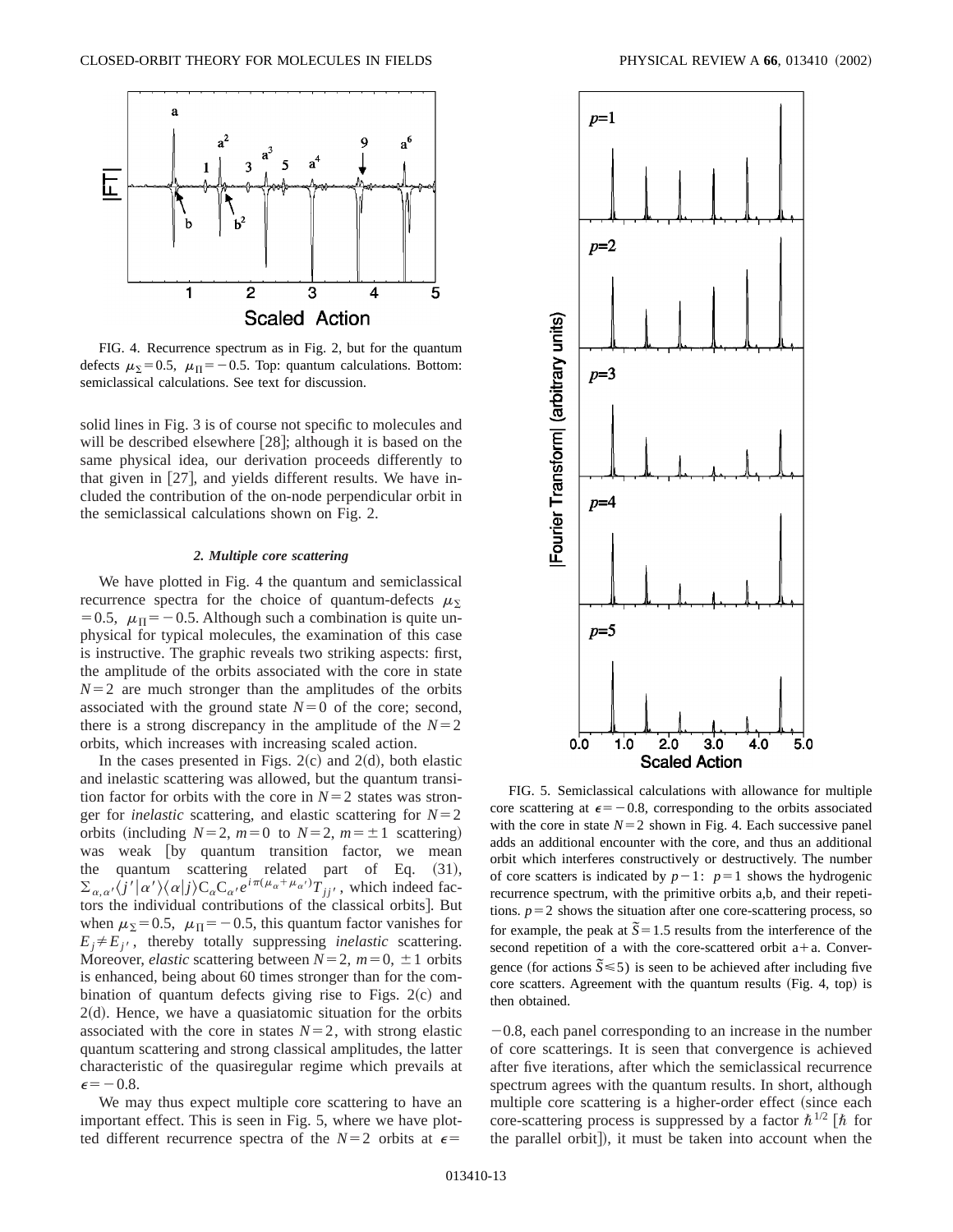FIG. 4. Recurrence spectrum as in Fig. 2, but for the quantum defects $\mu_\Sigma = 0.5$, $\mu_\Pi = -0.5$. Top: quantum calculations. Bottom: semiclassical calculations. See text for discussion.

solid lines in Fig. 3 is of course not specific to molecules and will be described elsewhere [28]; although it is based on the same physical idea, our derivation proceeds differently to that given in [27], and yields different results. We have included the contribution of the on-node perpendicular orbit in the semiclassical calculations shown on Fig. 2.

#### *2. Multiple core scattering*

We have plotted in Fig. 4 the quantum and semiclassical recurrence spectra for the choice of quantum-defects $\mu_\Sigma = 0.5$, $\mu_\Pi = -0.5$. Although such a combination is quite unphysical for typical molecules, the examination of this case is instructive. The graphic reveals two striking aspects: first, the amplitude of the orbits associated with the core in state $N=2$ are much stronger than the amplitudes of the orbits associated with the ground state $N=0$ of the core; second, there is a strong discrepancy in the amplitude of the $N=2$ orbits, which increases with increasing scaled action.

In the cases presented in Figs. 2(c) and 2(d), both elastic and inelastic scattering was allowed, but the quantum transition factor for orbits with the core in $N=2$ states was stronger for *inelastic* scattering, and elastic scattering for $N=2$ orbits (including $N=2$, $m=0$ to $N=2$, $m=\pm 1$ scattering) was weak [by quantum transition factor, we mean the quantum scattering related part of Eq. (31), $\Sigma_{\alpha,\alpha'} \langle j' | \alpha' \rangle \langle \alpha | j \rangle C_\alpha C_{\alpha'} e^{i\pi(\mu_\alpha + \mu_{\alpha'})} T_{jj'}$, which indeed factors the individual contributions of the classical orbits]. But when $\mu_\Sigma = 0.5$, $\mu_\Pi = -0.5$, this quantum factor vanishes for $E_j \neq E_{j'}$, thereby totally suppressing *inelastic* scattering. Moreover, *elastic* scattering between $N=2$, $m=0, \pm 1$ orbits is enhanced, being about 60 times stronger than for the combination of quantum defects giving rise to Figs. 2(c) and 2(d). Hence, we have a quasiatomic situation for the orbits associated with the core in states $N=2$, with strong elastic quantum scattering and strong classical amplitudes, the latter characteristic of the quasiregular regime which prevails at $\epsilon = -0.8$.

We may thus expect multiple core scattering to have an important effect. This is seen in Fig. 5, where we have plotted different recurrence spectra of the $N=2$ orbits at $\epsilon = -0.8$, each panel corresponding to an increase in the number of core scatterings. It is seen that convergence is achieved after five iterations, after which the semiclassical recurrence spectrum agrees with the quantum results. In short, although multiple core scattering is a higher-order effect (since each core-scattering process is suppressed by a factor $\hbar^{1/2}$ [$\hbar$ for the parallel orbit]), it must be taken into account when the

FIG. 5. Semiclassical calculations with allowance for multiple core scattering at $\epsilon = -0.8$, corresponding to the orbits associated with the core in state $N=2$ shown in Fig. 4. Each successive panel adds an additional encounter with the core, and thus an additional orbit which interferes constructively or destructively. The number of core scatters is indicated by $p-1$: $p=1$ shows the hydrogenic recurrence spectrum, with the primitive orbits a,b, and their repetitions. $p=2$ shows the situation after one core-scattering process, so for example, the peak at $\tilde{S}=1.5$ results from the interference of the second repetition of a with the core-scattered orbit a+a. Convergence (for actions $\tilde{S} \leq 5$) is seen to be achieved after including five core scatters. Agreement with the quantum results (Fig. 4, top) is then obtained.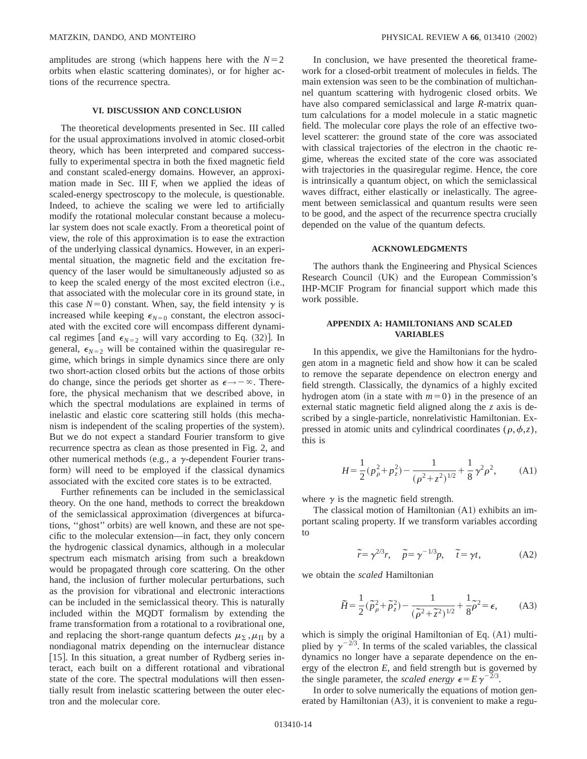amplitudes are strong (which happens here with the $N=2$ orbits when elastic scattering dominates), or for higher actions of the recurrence spectra.

## VI. DISCUSSION AND CONCLUSION

The theoretical developments presented in Sec. III called for the usual approximations involved in atomic closed-orbit theory, which has been interpreted and compared successfully to experimental spectra in both the fixed magnetic field and constant scaled-energy domains. However, an approximation made in Sec. III F, when we applied the ideas of scaled-energy spectroscopy to the molecule, is questionable. Indeed, to achieve the scaling we were led to artificially modify the rotational molecular constant because a molecular system does not scale exactly. From a theoretical point of view, the role of this approximation is to ease the extraction of the underlying classical dynamics. However, in an experimental situation, the magnetic field and the excitation frequency of the laser would be simultaneously adjusted so as to keep the scaled energy of the most excited electron (i.e., that associated with the molecular core in its ground state, in this case $N=0$) constant. When, say, the field intensity $\gamma$ is increased while keeping $\epsilon_{N=0}$ constant, the electron associated with the excited core will encompass different dynamical regimes [and $\epsilon_{N=2}$ will vary according to Eq. (32)]. In general, $\epsilon_{N=2}$ will be contained within the quasiregular regime, which brings in simple dynamics since there are only two short-action closed orbit but the actions of those orbits do change, since the periods get shorter as $\epsilon \rightarrow -\infty$. Therefore, the physical mechanism that we described above, in which the spectral modulations are explained in terms of inelastic and elastic core scattering still holds (this mechanism is independent of the scaling properties of the system). But we do not expect a standard Fourier transform to give recurrence spectra as clean as those presented in Fig. 2, and other numerical methods (e.g., a $\gamma$-dependent Fourier transform) will need to be employed if the classical dynamics associated with the excited core states is to be extracted.

Further refinements can be included in the semiclassical theory. On the one hand, methods to correct the breakdown of the semiclassical approximation (divergences at bifurcations, "ghost" orbits) are well known, and these are not specific to the molecular extension—in fact, they only concern the hydrogenic classical dynamics, although in a molecular spectrum each mismatch arising from such a breakdown would be propagated through core scattering. On the other hand, the inclusion of further molecular perturbations, such as the provision for vibrational and electronic interactions can be included in the semiclassical theory. This is naturally included within the MQDT formalism by extending the frame transformation from a rotational to a rovibrational one, and replacing the short-range quantum defects $\mu_\Sigma, \mu_\Pi$ by a nondiagonal matrix depending on the internuclear distance [15]. In this situation, a great number of Rydberg series interact, each built on a different rotational and vibrational state of the core. The spectral modulations will then essentially result from inelastic scattering between the outer electron and the molecular core.

In conclusion, we have presented the theoretical framework for a closed-orbit treatment of molecules in fields. The main extension was seen to be the combination of multichannel quantum scattering with hydrogenic closed orbits. We have also compared semiclassical and large $R$-matrix quantum calculations for a model molecule in a static magnetic field. The molecular core plays the role of an effective two-level scatterer: the ground state of the core was associated with classical trajectories of the electron in the chaotic regime, whereas the excited state of the core was associated with trajectories in the quasiregular regime. Hence, the core is intrinsically a quantum object, on which the semiclassical waves diffract, either elastically or inelastically. The agreement between semiclassical and quantum results were seen to be good, and the aspect of the recurrence spectra crucially depended on the value of the quantum defects.

## ACKNOWLEDGMENTS

The authors thank the Engineering and Physical Sciences Research Council (UK) and the European Commission's IHP-MCIF Program for financial support which made this work possible.

## APPENDIX A: HAMILTONIANS AND SCALED VARIABLES

In this appendix, we give the Hamiltonians for the hydrogen atom in a magnetic field and show how it can be scaled to remove the separate dependence on electron energy and field strength. Classically, the dynamics of a highly excited hydrogen atom (in a state with $m=0$) in the presence of an external static magnetic field aligned along the $z$ axis is described by a single-particle, nonrelativistic Hamiltonian. Expressed in atomic units and cylindrical coordinates $(\rho,\phi,z)$, this is

$$H=\frac{1}{2}(p_\rho^2+p_z^2)-\frac{1}{(\rho^2+z^2)^{1/2}}+\frac{1}{8}\gamma^2\rho^2, \qquad \text{(A1)}$$

where $\gamma$ is the magnetic field strength.

The classical motion of Hamiltonian (A1) exhibits an important scaling property. If we transform variables according to

$$\tilde{r}=\gamma^{2/3}r, \quad \tilde{p}=\gamma^{-1/3}p, \quad \tilde{t}=\gamma t, \qquad \text{(A2)}$$

we obtain the *scaled* Hamiltonian

$$\tilde{H}=\frac{1}{2}(\tilde{p}_\rho^2+\tilde{p}_z^2)-\frac{1}{(\tilde{\rho}^2+\tilde{z}^2)^{1/2}}+\frac{1}{8}\tilde{\rho}^2=\epsilon, \qquad \text{(A3)}$$

which is simply the original Hamiltonian of Eq. (A1) multiplied by $\gamma^{-2/3}$. In terms of the scaled variables, the classical dynamics no longer have a separate dependence on the energy of the electron $E$, and field strength but is governed by the single parameter, the *scaled energy* $\epsilon=E\gamma^{-2/3}$.

In order to solve numerically the equations of motion generated by Hamiltonian (A3), it is convenient to make a regu-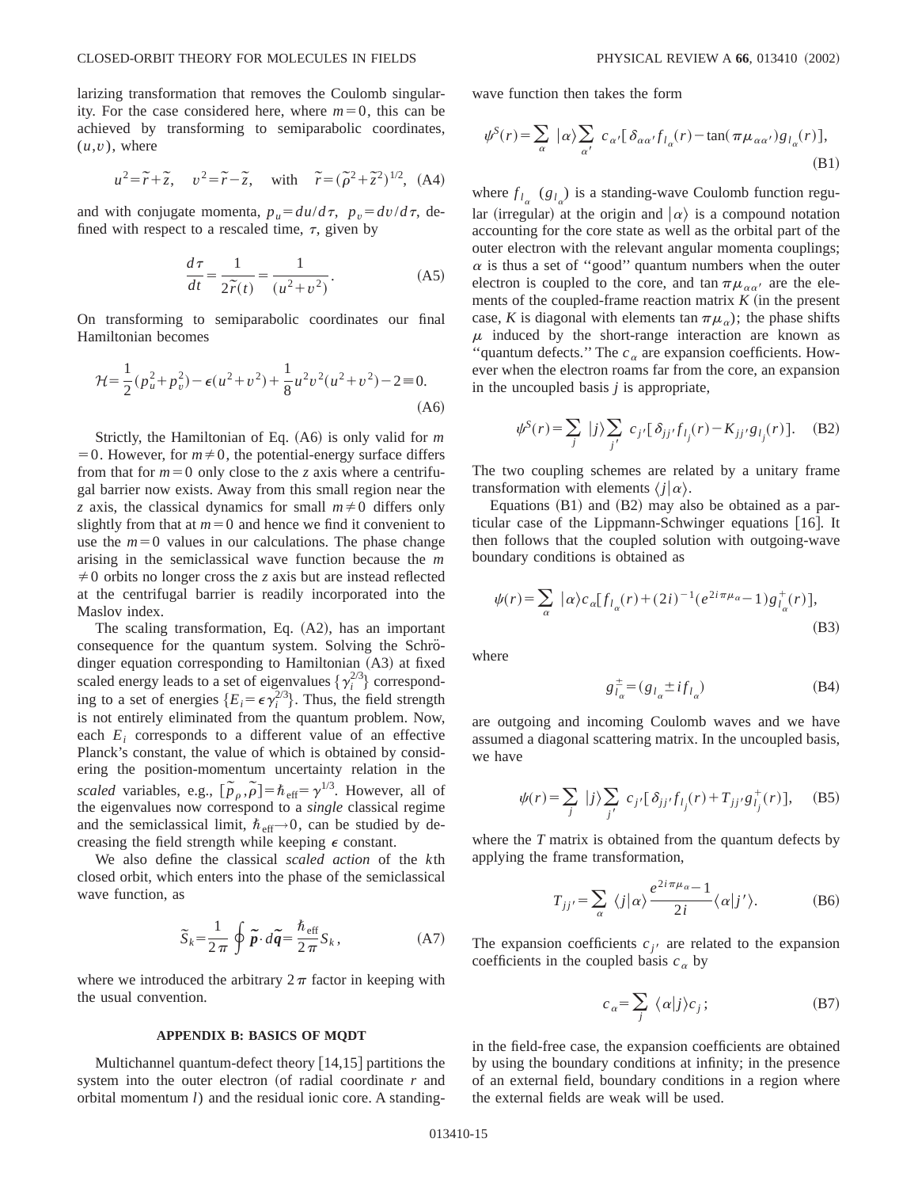larizing transformation that removes the Coulomb singularity. For the case considered here, where $m=0$, this can be achieved by transforming to semiparabolic coordinates, $(u,v)$, where

$$u^2=\tilde{r}+\tilde{z}, \quad v^2=\tilde{r}-\tilde{z}, \quad \text{with} \quad \tilde{r}=(\tilde{\rho}^2+\tilde{z}^2)^{1/2}, \tag{A4}$$

and with conjugate momenta, $p_u=du/d\tau$, $p_v=dv/d\tau$, defined with respect to a rescaled time, $\tau$, given by

$$\frac{d\tau}{dt}=\frac{1}{2\tilde{r}(t)}=\frac{1}{(u^2+v^2)}. \tag{A5}$$

On transforming to semiparabolic coordinates our final Hamiltonian becomes

$$\mathcal{H}=\frac{1}{2}(p_u^2+p_v^2)-\epsilon(u^2+v^2)+\frac{1}{8}u^2v^2(u^2+v^2)-2\equiv 0. \tag{A6}$$

Strictly, the Hamiltonian of Eq. (A6) is only valid for $m=0$. However, for $m\neq 0$, the potential-energy surface differs from that for $m=0$ only close to the $z$ axis where a centrifugal barrier now exists. Away from this small region near the $z$ axis, the classical dynamics for small $m\neq 0$ differs only slightly from that at $m=0$ and hence we find it convenient to use the $m=0$ values in our calculations. The phase change arising in the semiclassical wave function because the $m\neq 0$ orbits no longer cross the $z$ axis but are instead reflected at the centrifugal barrier is readily incorporated into the Maslov index.

The scaling transformation, Eq. (A2), has an important consequence for the quantum system. Solving the Schrödinger equation corresponding to Hamiltonian (A3) at fixed scaled energy leads to a set of eigenvalues $\{\gamma_i^{2/3}\}$ corresponding to a set of energies $\{E_i=\epsilon\gamma_i^{2/3}\}$. Thus, the field strength is not entirely eliminated from the quantum problem. Now, each $E_i$ corresponds to a different value of an effective Planck's constant, the value of which is obtained by considering the position-momentum uncertainty relation in the *scaled* variables, e.g., $[\tilde{p}_\rho,\tilde{\rho}]=\hbar_{\text{eff}}=\gamma^{1/3}$. However, all of the eigenvalues now correspond to a *single* classical regime and the semiclassical limit, $\hbar_{\text{eff}}\rightarrow 0$, can be studied by decreasing the field strength while keeping $\epsilon$ constant.

We also define the classical *scaled action* of the $k$th closed orbit, which enters into the phase of the semiclassical wave function, as

$$\tilde{S}_k=\frac{1}{2\pi}\oint \tilde{\boldsymbol{p}}\cdot d\tilde{\boldsymbol{q}}=\frac{\hbar_{\text{eff}}}{2\pi}S_k, \tag{A7}$$

where we introduced the arbitrary $2\pi$ factor in keeping with the usual convention.

### APPENDIX B: BASICS OF MQDT

Multichannel quantum-defect theory [14,15] partitions the system into the outer electron (of radial coordinate $r$ and orbital momentum $l$) and the residual ionic core. A standing-wave function then takes the form

$$\psi^S(r)=\sum_\alpha |\alpha\rangle\sum_{\alpha'} c_{\alpha'}[\delta_{\alpha\alpha'}f_{l_\alpha}(r)-\tan(\pi\mu_{\alpha\alpha'})g_{l_\alpha}(r)], \tag{B1}$$

where $f_{l_\alpha}$ $(g_{l_\alpha})$ is a standing-wave Coulomb function regular (irregular) at the origin and $|\alpha\rangle$ is a compound notation accounting for the core state as well as the orbital part of the outer electron with the relevant angular momenta couplings; $\alpha$ is thus a set of "good" quantum numbers when the outer electron is coupled to the core, and $\tan\pi\mu_{\alpha\alpha'}$ are the elements of the coupled-frame reaction matrix $K$ (in the present case, $K$ is diagonal with elements $\tan\pi\mu_\alpha$); the phase shifts $\mu$ induced by the short-range interaction are known as "quantum defects." The $c_\alpha$ are expansion coefficients. However when the electron roams far from the core, an expansion in the uncoupled basis $j$ is appropriate,

$$\psi^S(r)=\sum_j |j\rangle\sum_{j'} c_{j'}[\delta_{jj'}f_{l_j}(r)-K_{jj'}g_{l_j}(r)]. \tag{B2}$$

The two coupling schemes are related by a unitary frame transformation with elements $\langle j|\alpha\rangle$.

Equations (B1) and (B2) may also be obtained as a particular case of the Lippmann-Schwinger equations [16]. It then follows that the coupled solution with outgoing-wave boundary conditions is obtained as

$$\psi(r)=\sum_\alpha |\alpha\rangle c_\alpha[f_{l_\alpha}(r)+(2i)^{-1}(e^{2i\pi\mu_\alpha}-1)g_{l_\alpha}^+(r)], \tag{B3}$$

where

$$g_{l_\alpha}^{\pm}=(g_{l_\alpha}\pm if_{l_\alpha}) \tag{B4}$$

are outgoing and incoming Coulomb waves and we have assumed a diagonal scattering matrix. In the uncoupled basis, we have

$$\psi(r)=\sum_j |j\rangle\sum_{j'} c_{j'}[\delta_{jj'}f_{l_j}(r)+T_{jj'}g_{l_j}^+(r)], \tag{B5}$$

where the $T$ matrix is obtained from the quantum defects by applying the frame transformation,

$$T_{jj'}=\sum_\alpha \langle j|\alpha\rangle\frac{e^{2i\pi\mu_\alpha}-1}{2i}\langle\alpha|j'\rangle. \tag{B6}$$

The expansion coefficients $c_{j'}$ are related to the expansion coefficients in the coupled basis $c_\alpha$ by

$$c_\alpha=\sum_j \langle\alpha|j\rangle c_j; \tag{B7}$$

in the field-free case, the expansion coefficients are obtained by using the boundary conditions at infinity; in the presence of an external field, boundary conditions in a region where the external fields are weak will be used.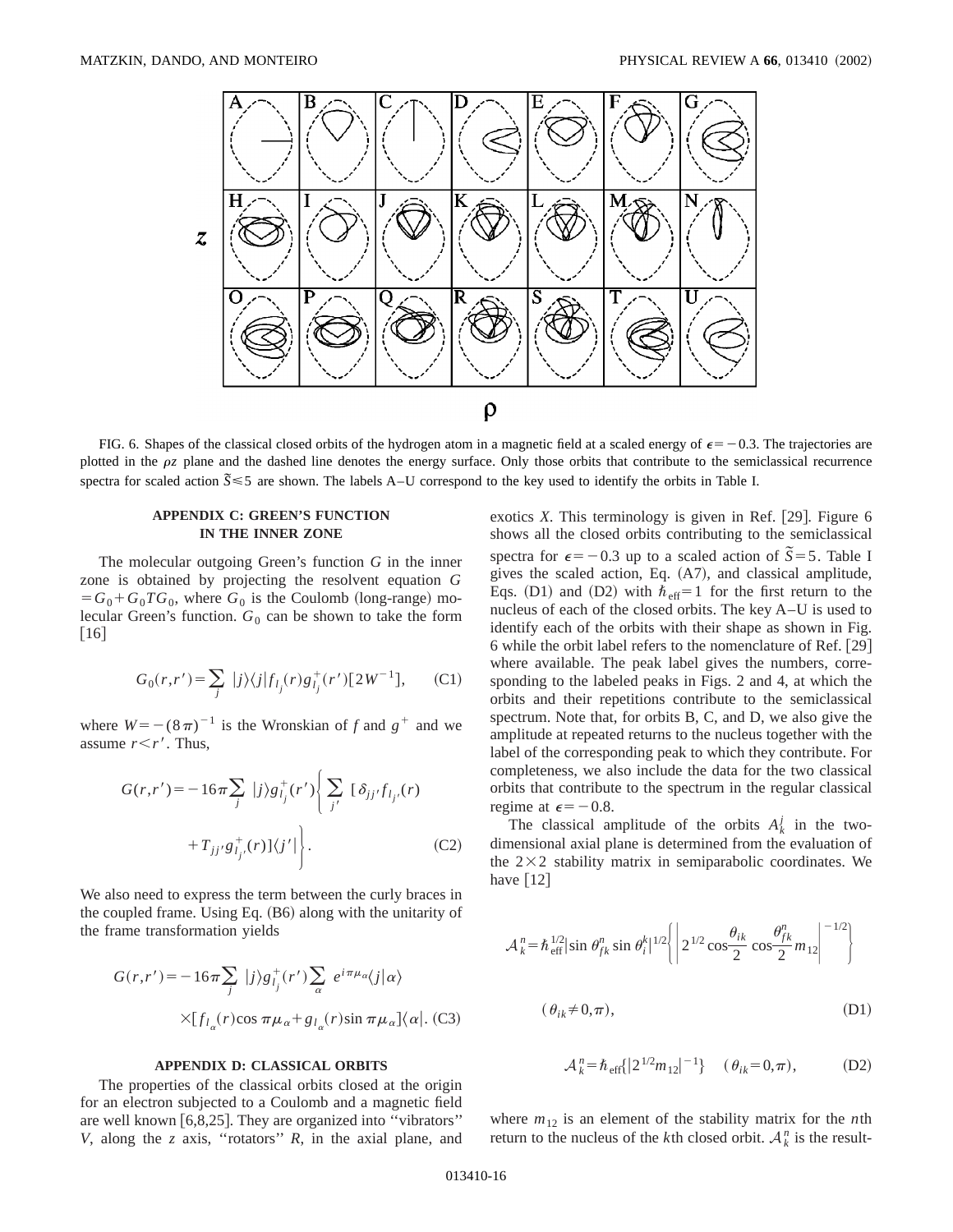FIG. 6. Shapes of the classical closed orbits of the hydrogen atom in a magnetic field at a scaled energy of $\epsilon=-0.3$. The trajectories are plotted in the $\rho z$ plane and the dashed line denotes the energy surface. Only those orbits that contribute to the semiclassical recurrence spectra for scaled action $\tilde{S}\leq 5$ are shown. The labels A–U correspond to the key used to identify the orbits in Table I.

## APPENDIX C: GREEN'S FUNCTION IN THE INNER ZONE

The molecular outgoing Green's function $G$ in the inner zone is obtained by projecting the resolvent equation $G = G_0 + G_0 T G_0$, where $G_0$ is the Coulomb (long-range) molecular Green's function. $G_0$ can be shown to take the form [16]

$$G_0(r,r') = \sum_j |j\rangle\langle j| f_{l_j}(r) g^+_{l_j}(r')[2W^{-1}], \tag{C1}$$

where $W = -(8\pi)^{-1}$ is the Wronskian of $f$ and $g^+$ and we assume $r < r'$. Thus,

$$G(r,r') = -16\pi \sum_j |j\rangle g^+_{l_j}(r') \left\{ \sum_{j'} [\delta_{jj'} f_{l_{j'}}(r) + T_{jj'} g^+_{l_{j'}}(r)]\langle j'| \right\}. \tag{C2}$$

We also need to express the term between the curly braces in the coupled frame. Using Eq. (B6) along with the unitarity of the frame transformation yields

$$G(r,r') = -16\pi \sum_j |j\rangle g^+_{l_j}(r') \sum_\alpha e^{i\pi\mu_\alpha}\langle j|\alpha\rangle \times [f_{l_\alpha}(r)\cos \pi\mu_\alpha + g_{l_\alpha}(r)\sin \pi\mu_\alpha]\langle\alpha|. \tag{C3}$$

## APPENDIX D: CLASSICAL ORBITS

The properties of the classical orbits closed at the origin for an electron subjected to a Coulomb and a magnetic field are well known [6,8,25]. They are organized into "vibrators" $V$, along the $z$ axis, "rotators" $R$, in the axial plane, and exotics $X$. This terminology is given in Ref. [29]. Figure 6 shows all the closed orbits contributing to the semiclassical spectra for $\epsilon=-0.3$ up to a scaled action of $\tilde{S}=5$. Table I gives the scaled action, Eq. (A7), and classical amplitude, Eqs. (D1) and (D2) with $\hbar_{\text{eff}}=1$ for the first return to the nucleus of each of the closed orbits. The key A–U is used to identify each of the orbits with their shape as shown in Fig. 6 while the orbit label refers to the nomenclature of Ref. [29] where available. The peak label gives the numbers, corresponding to the labeled peaks in Figs. 2 and 4, at which the orbits and their repetitions contribute to the semiclassical spectrum. Note that, for orbits B, C, and D, we also give the amplitude at repeated returns to the nucleus together with the label of the corresponding peak to which they contribute. For completeness, we also include the data for the two classical orbits that contribute to the spectrum in the regular classical regime at $\epsilon=-0.8$.

The classical amplitude of the orbits $A^j_k$ in the two-dimensional axial plane is determined from the evaluation of the $2\times 2$ stability matrix in semiparabolic coordinates. We have [12]

$$\mathcal{A}^n_k = \hbar^{1/2}_{\text{eff}} |\sin\theta^n_{fk} \sin\theta^k_i|^{1/2} \left\{ \left| 2^{1/2}\cos\frac{\theta_{ik}}{2}\cos\frac{\theta^n_{fk}}{2} m_{12} \right|^{-1/2} \right\}$$

$$(\theta_{ik} \neq 0,\pi), \tag{D1}$$

$$\mathcal{A}^n_k = \hbar_{\text{eff}}\{|2^{1/2} m_{12}|^{-1}\} \quad (\theta_{ik}=0,\pi), \tag{D2}$$

where $m_{12}$ is an element of the stability matrix for the $n$th return to the nucleus of the $k$th closed orbit. $\mathcal{A}^n_k$ is the result-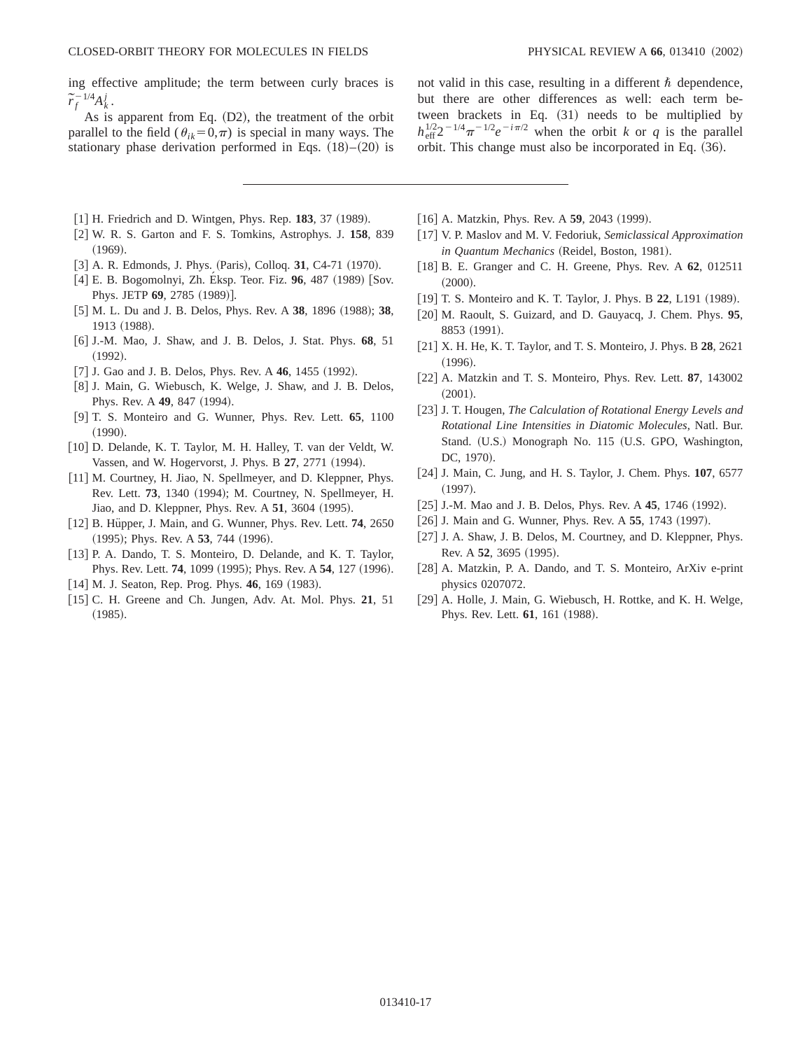ing effective amplitude; the term between curly braces is $\tilde{r}_f^{-1/4} A_k^j$.

As is apparent from Eq. (D2), the treatment of the orbit parallel to the field ($\theta_{ik}=0,\pi$) is special in many ways. The stationary phase derivation performed in Eqs. (18)–(20) is not valid in this case, resulting in a different $\hbar$ dependence, but there are other differences as well: each term between brackets in Eq. (31) needs to be multiplied by $h_{\rm eff}^{1/2} 2^{-1/4} \pi^{-1/2} e^{-i\pi/2}$ when the orbit $k$ or $q$ is the parallel orbit. This change must also be incorporated in Eq. (36).

---

[1] H. Friedrich and D. Wintgen, Phys. Rep. **183**, 37 (1989).

[2] W. R. S. Garton and F. S. Tomkins, Astrophys. J. **158**, 839 (1969).

[3] A. R. Edmonds, J. Phys. (Paris), Colloq. **31**, C4-71 (1970).

[4] E. B. Bogomolnyi, Zh. Éksp. Teor. Fiz. **96**, 487 (1989) [Sov. Phys. JETP **69**, 2785 (1989)].

[5] M. L. Du and J. B. Delos, Phys. Rev. A **38**, 1896 (1988); **38**, 1913 (1988).

[6] J.-M. Mao, J. Shaw, and J. B. Delos, J. Stat. Phys. **68**, 51 (1992).

[7] J. Gao and J. B. Delos, Phys. Rev. A **46**, 1455 (1992).

[8] J. Main, G. Wiebusch, K. Welge, J. Shaw, and J. B. Delos, Phys. Rev. A **49**, 847 (1994).

[9] T. S. Monteiro and G. Wunner, Phys. Rev. Lett. **65**, 1100 (1990).

[10] D. Delande, K. T. Taylor, M. H. Halley, T. van der Veldt, W. Vassen, and W. Hogervorst, J. Phys. B **27**, 2771 (1994).

[11] M. Courtney, H. Jiao, N. Spellmeyer, and D. Kleppner, Phys. Rev. Lett. **73**, 1340 (1994); M. Courtney, N. Spellmeyer, H. Jiao, and D. Kleppner, Phys. Rev. A **51**, 3604 (1995).

[12] B. Hüpper, J. Main, and G. Wunner, Phys. Rev. Lett. **74**, 2650 (1995); Phys. Rev. A **53**, 744 (1996).

[13] P. A. Dando, T. S. Monteiro, D. Delande, and K. T. Taylor, Phys. Rev. Lett. **74**, 1099 (1995); Phys. Rev. A **54**, 127 (1996).

[14] M. J. Seaton, Rep. Prog. Phys. **46**, 169 (1983).

[15] C. H. Greene and Ch. Jungen, Adv. At. Mol. Phys. **21**, 51 (1985).

[16] A. Matzkin, Phys. Rev. A **59**, 2043 (1999).

[17] V. P. Maslov and M. V. Fedoriuk, *Semiclassical Approximation in Quantum Mechanics* (Reidel, Boston, 1981).

[18] B. E. Granger and C. H. Greene, Phys. Rev. A **62**, 012511 (2000).

[19] T. S. Monteiro and K. T. Taylor, J. Phys. B **22**, L191 (1989).

[20] M. Raoult, S. Guizard, and D. Gauyacq, J. Chem. Phys. **95**, 8853 (1991).

[21] X. H. He, K. T. Taylor, and T. S. Monteiro, J. Phys. B **28**, 2621 (1996).

[22] A. Matzkin and T. S. Monteiro, Phys. Rev. Lett. **87**, 143002 (2001).

[23] J. T. Hougen, *The Calculation of Rotational Energy Levels and Rotational Line Intensities in Diatomic Molecules*, Natl. Bur. Stand. (U.S.) Monograph No. 115 (U.S. GPO, Washington, DC, 1970).

[24] J. Main, C. Jung, and H. S. Taylor, J. Chem. Phys. **107**, 6577 (1997).

[25] J.-M. Mao and J. B. Delos, Phys. Rev. A **45**, 1746 (1992).

[26] J. Main and G. Wunner, Phys. Rev. A **55**, 1743 (1997).

[27] J. A. Shaw, J. B. Delos, M. Courtney, and D. Kleppner, Phys. Rev. A **52**, 3695 (1995).

[28] A. Matzkin, P. A. Dando, and T. S. Monteiro, ArXiv e-print physics 0207072.

[29] A. Holle, J. Main, G. Wiebusch, H. Rottke, and K. H. Welge, Phys. Rev. Lett. **61**, 161 (1988).